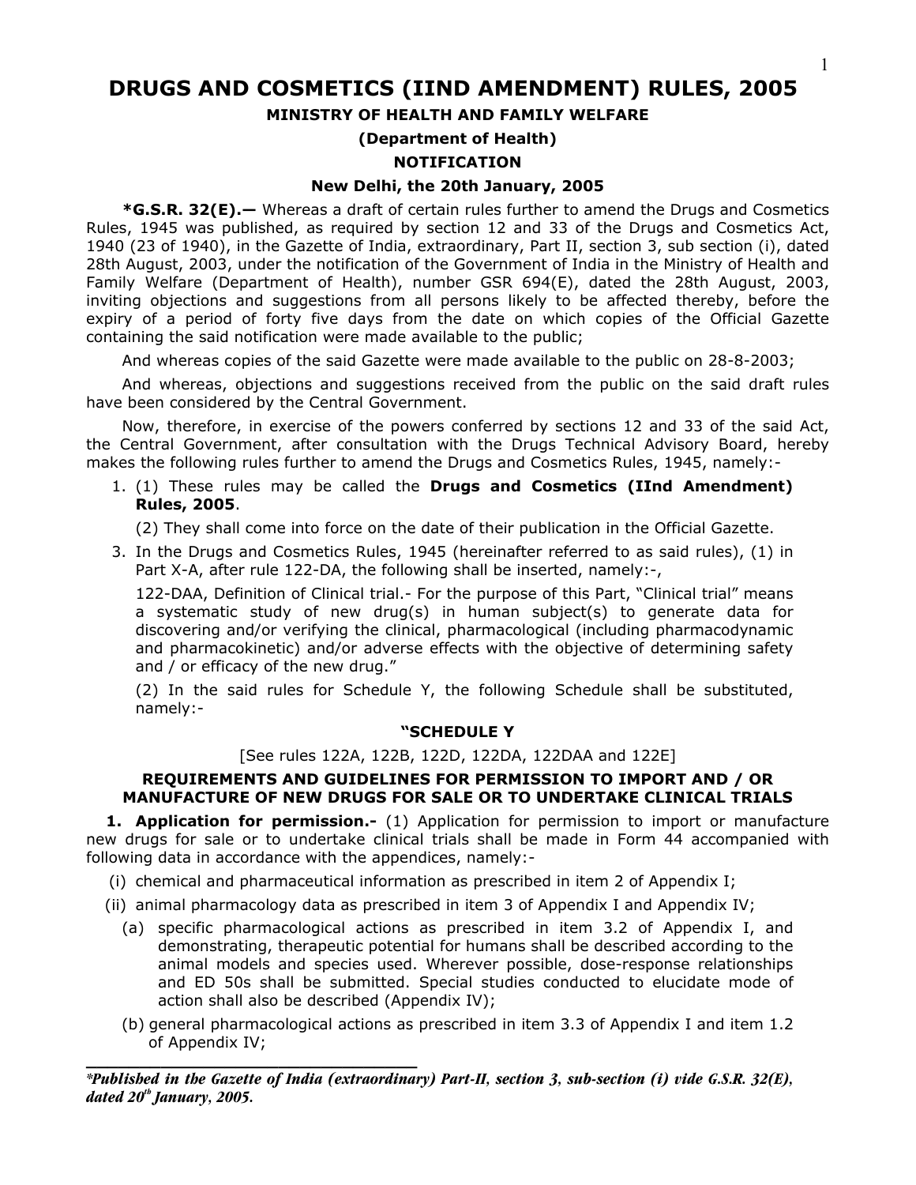# DRUGS AND COSMETICS (IIND AMENDMENT) RULES, 2005

**MINISTRY OF HEALTH AND FAMILY WELFARE**

**(Department of Health)**

**NOTIFICATION**

**New Delhi, the 20th January, 2005**

***G.S.R. 32(E).—** Whereas a draft of certain rules further to amend the Drugs and Cosmetics Rules, 1945 was published, as required by section 12 and 33 of the Drugs and Cosmetics Act, 1940 (23 of 1940), in the Gazette of India, extraordinary, Part II, section 3, sub section (i), dated 28th August, 2003, under the notification of the Government of India in the Ministry of Health and Family Welfare (Department of Health), number GSR 694(E), dated the 28th August, 2003, inviting objections and suggestions from all persons likely to be affected thereby, before the expiry of a period of forty five days from the date on which copies of the Official Gazette containing the said notification were made available to the public;

And whereas copies of the said Gazette were made available to the public on 28-8-2003;

And whereas, objections and suggestions received from the public on the said draft rules have been considered by the Central Government.

Now, therefore, in exercise of the powers conferred by sections 12 and 33 of the said Act, the Central Government, after consultation with the Drugs Technical Advisory Board, hereby makes the following rules further to amend the Drugs and Cosmetics Rules, 1945, namely:-

1. (1) These rules may be called the **Drugs and Cosmetics (IInd Amendment) Rules, 2005**.

   (2) They shall come into force on the date of their publication in the Official Gazette.

3. In the Drugs and Cosmetics Rules, 1945 (hereinafter referred to as said rules), (1) in Part X-A, after rule 122-DA, the following shall be inserted, namely:-,

   122-DAA, Definition of Clinical trial.- For the purpose of this Part, "Clinical trial" means a systematic study of new drug(s) in human subject(s) to generate data for discovering and/or verifying the clinical, pharmacological (including pharmacodynamic and pharmacokinetic) and/or adverse effects with the objective of determining safety and / or efficacy of the new drug."

   (2) In the said rules for Schedule Y, the following Schedule shall be substituted, namely:-

**"SCHEDULE Y**

[See rules 122A, 122B, 122D, 122DA, 122DAA and 122E]

**REQUIREMENTS AND GUIDELINES FOR PERMISSION TO IMPORT AND / OR MANUFACTURE OF NEW DRUGS FOR SALE OR TO UNDERTAKE CLINICAL TRIALS**

**1. Application for permission.-** (1) Application for permission to import or manufacture new drugs for sale or to undertake clinical trials shall be made in Form 44 accompanied with following data in accordance with the appendices, namely:-

(i) chemical and pharmaceutical information as prescribed in item 2 of Appendix I;

(ii) animal pharmacology data as prescribed in item 3 of Appendix I and Appendix IV;

  (a) specific pharmacological actions as prescribed in item 3.2 of Appendix I, and demonstrating, therapeutic potential for humans shall be described according to the animal models and species used. Wherever possible, dose-response relationships and ED 50s shall be submitted. Special studies conducted to elucidate mode of action shall also be described (Appendix IV);

  (b) general pharmacological actions as prescribed in item 3.3 of Appendix I and item 1.2 of Appendix IV;

---

**Published in the Gazette of India (extraordinary) Part-II, section 3, sub-section (i) vide G.S.R. 32(E), dated 20th January, 2005.*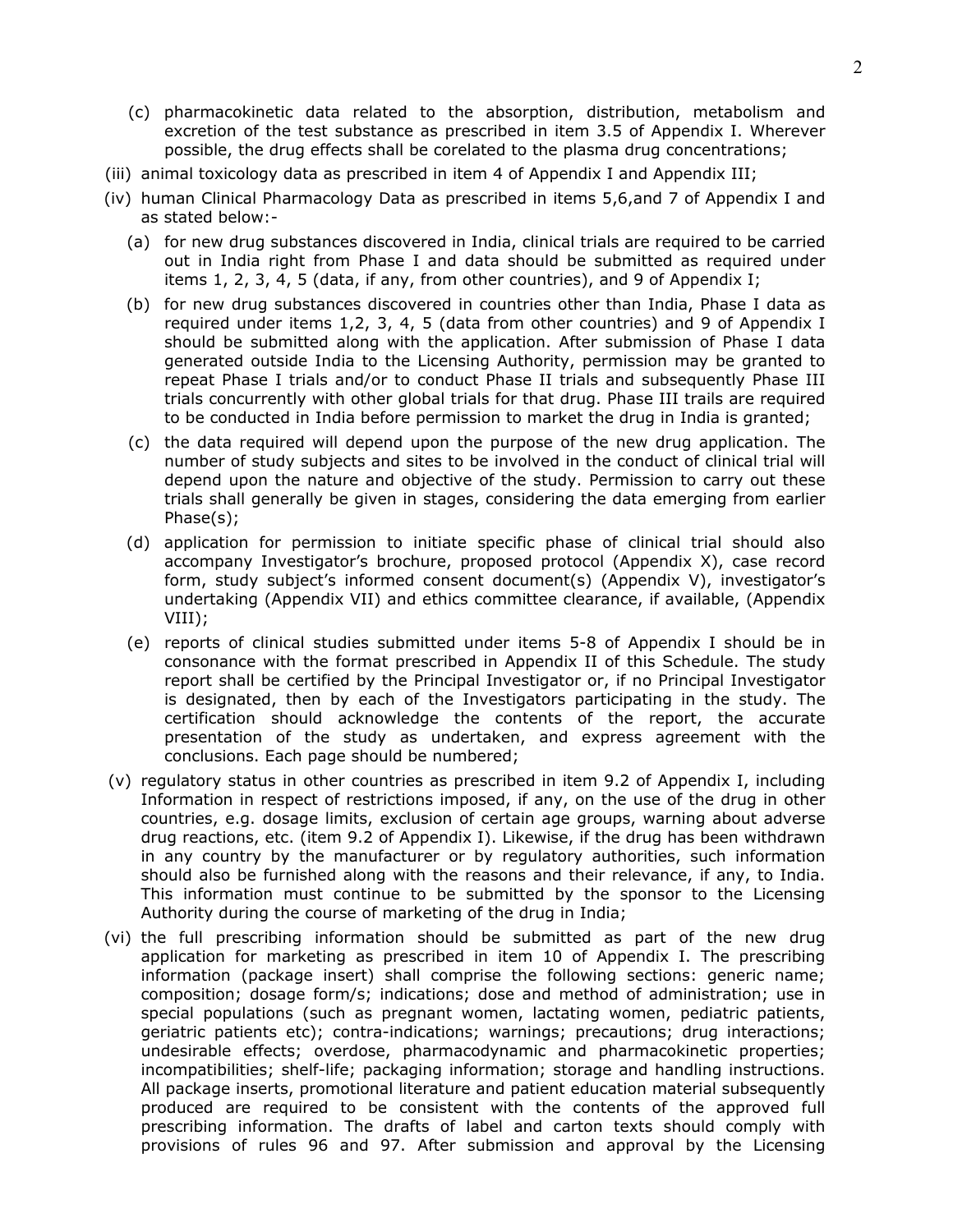(c) pharmacokinetic data related to the absorption, distribution, metabolism and excretion of the test substance as prescribed in item 3.5 of Appendix I. Wherever possible, the drug effects shall be corelated to the plasma drug concentrations;

(iii) animal toxicology data as prescribed in item 4 of Appendix I and Appendix III;

(iv) human Clinical Pharmacology Data as prescribed in items 5,6,and 7 of Appendix I and as stated below:-

(a) for new drug substances discovered in India, clinical trials are required to be carried out in India right from Phase I and data should be submitted as required under items 1, 2, 3, 4, 5 (data, if any, from other countries), and 9 of Appendix I;

(b) for new drug substances discovered in countries other than India, Phase I data as required under items 1,2, 3, 4, 5 (data from other countries) and 9 of Appendix I should be submitted along with the application. After submission of Phase I data generated outside India to the Licensing Authority, permission may be granted to repeat Phase I trials and/or to conduct Phase II trials and subsequently Phase III trials concurrently with other global trials for that drug. Phase III trails are required to be conducted in India before permission to market the drug in India is granted;

(c) the data required will depend upon the purpose of the new drug application. The number of study subjects and sites to be involved in the conduct of clinical trial will depend upon the nature and objective of the study. Permission to carry out these trials shall generally be given in stages, considering the data emerging from earlier Phase(s);

(d) application for permission to initiate specific phase of clinical trial should also accompany Investigator's brochure, proposed protocol (Appendix X), case record form, study subject's informed consent document(s) (Appendix V), investigator's undertaking (Appendix VII) and ethics committee clearance, if available, (Appendix VIII);

(e) reports of clinical studies submitted under items 5-8 of Appendix I should be in consonance with the format prescribed in Appendix II of this Schedule. The study report shall be certified by the Principal Investigator or, if no Principal Investigator is designated, then by each of the Investigators participating in the study. The certification should acknowledge the contents of the report, the accurate presentation of the study as undertaken, and express agreement with the conclusions. Each page should be numbered;

(v) regulatory status in other countries as prescribed in item 9.2 of Appendix I, including Information in respect of restrictions imposed, if any, on the use of the drug in other countries, e.g. dosage limits, exclusion of certain age groups, warning about adverse drug reactions, etc. (item 9.2 of Appendix I). Likewise, if the drug has been withdrawn in any country by the manufacturer or by regulatory authorities, such information should also be furnished along with the reasons and their relevance, if any, to India. This information must continue to be submitted by the sponsor to the Licensing Authority during the course of marketing of the drug in India;

(vi) the full prescribing information should be submitted as part of the new drug application for marketing as prescribed in item 10 of Appendix I. The prescribing information (package insert) shall comprise the following sections: generic name; composition; dosage form/s; indications; dose and method of administration; use in special populations (such as pregnant women, lactating women, pediatric patients, geriatric patients etc); contra-indications; warnings; precautions; drug interactions; undesirable effects; overdose, pharmacodynamic and pharmacokinetic properties; incompatibilities; shelf-life; packaging information; storage and handling instructions. All package inserts, promotional literature and patient education material subsequently produced are required to be consistent with the contents of the approved full prescribing information. The drafts of label and carton texts should comply with provisions of rules 96 and 97. After submission and approval by the Licensing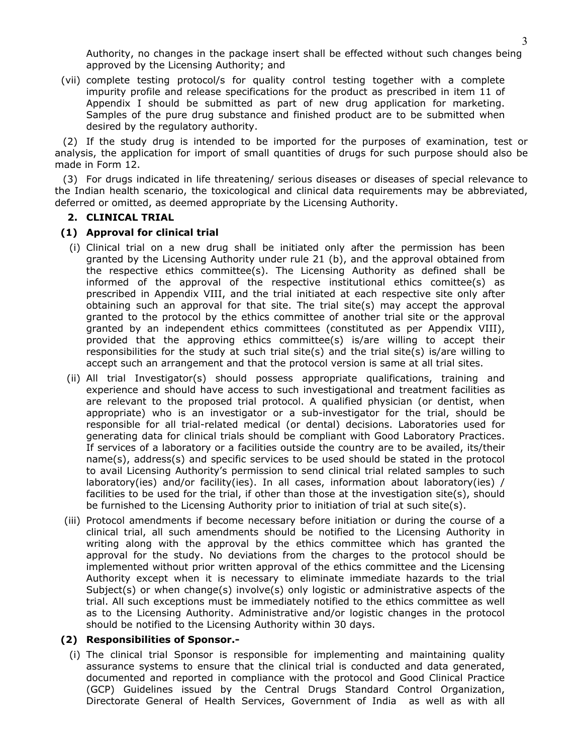Authority, no changes in the package insert shall be effected without such changes being approved by the Licensing Authority; and

(vii) complete testing protocol/s for quality control testing together with a complete impurity profile and release specifications for the product as prescribed in item 11 of Appendix I should be submitted as part of new drug application for marketing. Samples of the pure drug substance and finished product are to be submitted when desired by the regulatory authority.

(2) If the study drug is intended to be imported for the purposes of examination, test or analysis, the application for import of small quantities of drugs for such purpose should also be made in Form 12.

(3) For drugs indicated in life threatening/ serious diseases or diseases of special relevance to the Indian health scenario, the toxicological and clinical data requirements may be abbreviated, deferred or omitted, as deemed appropriate by the Licensing Authority.

**2. CLINICAL TRIAL**

**(1) Approval for clinical trial**

(i) Clinical trial on a new drug shall be initiated only after the permission has been granted by the Licensing Authority under rule 21 (b), and the approval obtained from the respective ethics committee(s). The Licensing Authority as defined shall be informed of the approval of the respective institutional ethics comittee(s) as prescribed in Appendix VIII, and the trial initiated at each respective site only after obtaining such an approval for that site. The trial site(s) may accept the approval granted to the protocol by the ethics committee of another trial site or the approval granted by an independent ethics committees (constituted as per Appendix VIII), provided that the approving ethics committee(s) is/are willing to accept their responsibilities for the study at such trial site(s) and the trial site(s) is/are willing to accept such an arrangement and that the protocol version is same at all trial sites.

(ii) All trial Investigator(s) should possess appropriate qualifications, training and experience and should have access to such investigational and treatment facilities as are relevant to the proposed trial protocol. A qualified physician (or dentist, when appropriate) who is an investigator or a sub-investigator for the trial, should be responsible for all trial-related medical (or dental) decisions. Laboratories used for generating data for clinical trials should be compliant with Good Laboratory Practices. If services of a laboratory or a facilities outside the country are to be availed, its/their name(s), address(s) and specific services to be used should be stated in the protocol to avail Licensing Authority's permission to send clinical trial related samples to such laboratory(ies) and/or facility(ies). In all cases, information about laboratory(ies) / facilities to be used for the trial, if other than those at the investigation site(s), should be furnished to the Licensing Authority prior to initiation of trial at such site(s).

(iii) Protocol amendments if become necessary before initiation or during the course of a clinical trial, all such amendments should be notified to the Licensing Authority in writing along with the approval by the ethics committee which has granted the approval for the study. No deviations from the charges to the protocol should be implemented without prior written approval of the ethics committee and the Licensing Authority except when it is necessary to eliminate immediate hazards to the trial Subject(s) or when change(s) involve(s) only logistic or administrative aspects of the trial. All such exceptions must be immediately notified to the ethics committee as well as to the Licensing Authority. Administrative and/or logistic changes in the protocol should be notified to the Licensing Authority within 30 days.

**(2) Responsibilities of Sponsor.-**

(i) The clinical trial Sponsor is responsible for implementing and maintaining quality assurance systems to ensure that the clinical trial is conducted and data generated, documented and reported in compliance with the protocol and Good Clinical Practice (GCP) Guidelines issued by the Central Drugs Standard Control Organization, Directorate General of Health Services, Government of India as well as with all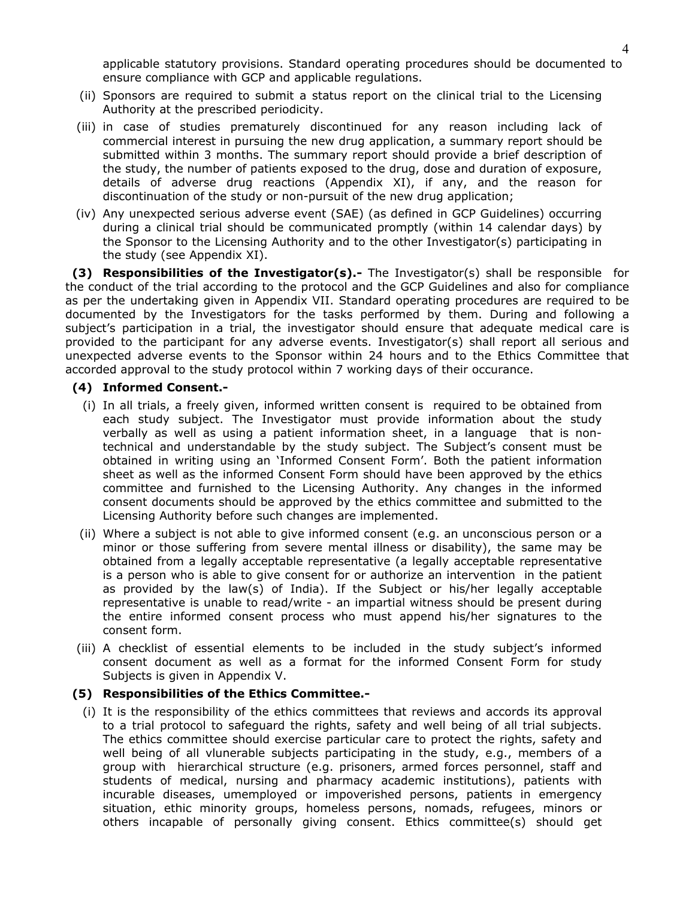applicable statutory provisions. Standard operating procedures should be documented to ensure compliance with GCP and applicable regulations.

(ii) Sponsors are required to submit a status report on the clinical trial to the Licensing Authority at the prescribed periodicity.

(iii) in case of studies prematurely discontinued for any reason including lack of commercial interest in pursuing the new drug application, a summary report should be submitted within 3 months. The summary report should provide a brief description of the study, the number of patients exposed to the drug, dose and duration of exposure, details of adverse drug reactions (Appendix XI), if any, and the reason for discontinuation of the study or non-pursuit of the new drug application;

(iv) Any unexpected serious adverse event (SAE) (as defined in GCP Guidelines) occurring during a clinical trial should be communicated promptly (within 14 calendar days) by the Sponsor to the Licensing Authority and to the other Investigator(s) participating in the study (see Appendix XI).

**(3) Responsibilities of the Investigator(s).-** The Investigator(s) shall be responsible for the conduct of the trial according to the protocol and the GCP Guidelines and also for compliance as per the undertaking given in Appendix VII. Standard operating procedures are required to be documented by the Investigators for the tasks performed by them. During and following a subject's participation in a trial, the investigator should ensure that adequate medical care is provided to the participant for any adverse events. Investigator(s) shall report all serious and unexpected adverse events to the Sponsor within 24 hours and to the Ethics Committee that accorded approval to the study protocol within 7 working days of their occurance.

**(4) Informed Consent.-**

(i) In all trials, a freely given, informed written consent is required to be obtained from each study subject. The Investigator must provide information about the study verbally as well as using a patient information sheet, in a language that is non-technical and understandable by the study subject. The Subject's consent must be obtained in writing using an 'Informed Consent Form'. Both the patient information sheet as well as the informed Consent Form should have been approved by the ethics committee and furnished to the Licensing Authority. Any changes in the informed consent documents should be approved by the ethics committee and submitted to the Licensing Authority before such changes are implemented.

(ii) Where a subject is not able to give informed consent (e.g. an unconscious person or a minor or those suffering from severe mental illness or disability), the same may be obtained from a legally acceptable representative (a legally acceptable representative is a person who is able to give consent for or authorize an intervention in the patient as provided by the law(s) of India). If the Subject or his/her legally acceptable representative is unable to read/write - an impartial witness should be present during the entire informed consent process who must append his/her signatures to the consent form.

(iii) A checklist of essential elements to be included in the study subject's informed consent document as well as a format for the informed Consent Form for study Subjects is given in Appendix V.

**(5) Responsibilities of the Ethics Committee.-**

(i) It is the responsibility of the ethics committees that reviews and accords its approval to a trial protocol to safeguard the rights, safety and well being of all trial subjects. The ethics committee should exercise particular care to protect the rights, safety and well being of all vlunerable subjects participating in the study, e.g., members of a group with hierarchical structure (e.g. prisoners, armed forces personnel, staff and students of medical, nursing and pharmacy academic institutions), patients with incurable diseases, umemployed or impoverished persons, patients in emergency situation, ethic minority groups, homeless persons, nomads, refugees, minors or others incapable of personally giving consent. Ethics committee(s) should get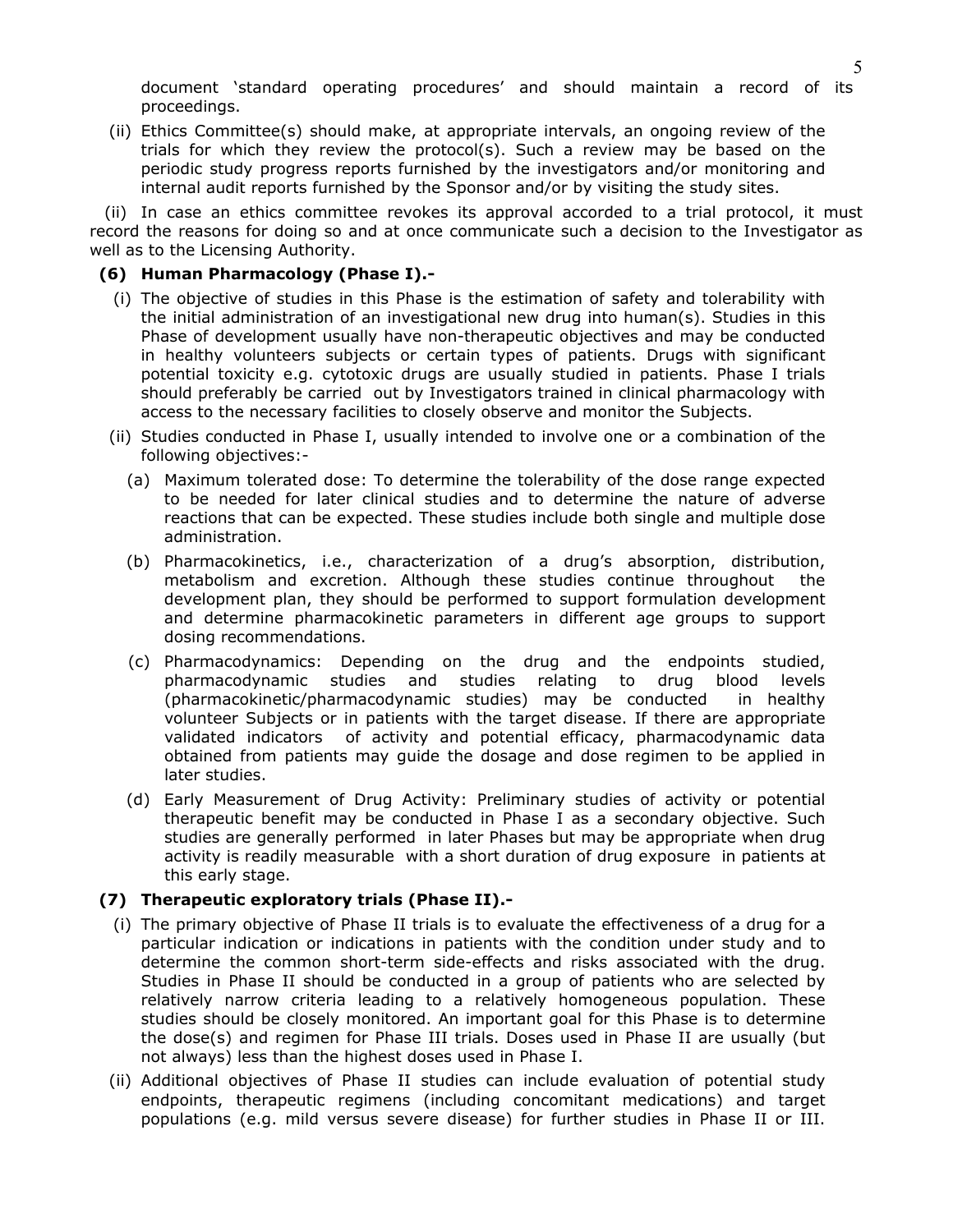document 'standard operating procedures' and should maintain a record of its proceedings.

(ii) Ethics Committee(s) should make, at appropriate intervals, an ongoing review of the trials for which they review the protocol(s). Such a review may be based on the periodic study progress reports furnished by the investigators and/or monitoring and internal audit reports furnished by the Sponsor and/or by visiting the study sites.

(ii) In case an ethics committee revokes its approval accorded to a trial protocol, it must record the reasons for doing so and at once communicate such a decision to the Investigator as well as to the Licensing Authority.

**(6) Human Pharmacology (Phase I).-**

(i) The objective of studies in this Phase is the estimation of safety and tolerability with the initial administration of an investigational new drug into human(s). Studies in this Phase of development usually have non-therapeutic objectives and may be conducted in healthy volunteers subjects or certain types of patients. Drugs with significant potential toxicity e.g. cytotoxic drugs are usually studied in patients. Phase I trials should preferably be carried out by Investigators trained in clinical pharmacology with access to the necessary facilities to closely observe and monitor the Subjects.

(ii) Studies conducted in Phase I, usually intended to involve one or a combination of the following objectives:-

(a) Maximum tolerated dose: To determine the tolerability of the dose range expected to be needed for later clinical studies and to determine the nature of adverse reactions that can be expected. These studies include both single and multiple dose administration.

(b) Pharmacokinetics, i.e., characterization of a drug's absorption, distribution, metabolism and excretion. Although these studies continue throughout the development plan, they should be performed to support formulation development and determine pharmacokinetic parameters in different age groups to support dosing recommendations.

(c) Pharmacodynamics: Depending on the drug and the endpoints studied, pharmacodynamic studies and studies relating to drug blood levels (pharmacokinetic/pharmacodynamic studies) may be conducted in healthy volunteer Subjects or in patients with the target disease. If there are appropriate validated indicators of activity and potential efficacy, pharmacodynamic data obtained from patients may guide the dosage and dose regimen to be applied in later studies.

(d) Early Measurement of Drug Activity: Preliminary studies of activity or potential therapeutic benefit may be conducted in Phase I as a secondary objective. Such studies are generally performed in later Phases but may be appropriate when drug activity is readily measurable with a short duration of drug exposure in patients at this early stage.

**(7) Therapeutic exploratory trials (Phase II).-**

(i) The primary objective of Phase II trials is to evaluate the effectiveness of a drug for a particular indication or indications in patients with the condition under study and to determine the common short-term side-effects and risks associated with the drug. Studies in Phase II should be conducted in a group of patients who are selected by relatively narrow criteria leading to a relatively homogeneous population. These studies should be closely monitored. An important goal for this Phase is to determine the dose(s) and regimen for Phase III trials. Doses used in Phase II are usually (but not always) less than the highest doses used in Phase I.

(ii) Additional objectives of Phase II studies can include evaluation of potential study endpoints, therapeutic regimens (including concomitant medications) and target populations (e.g. mild versus severe disease) for further studies in Phase II or III.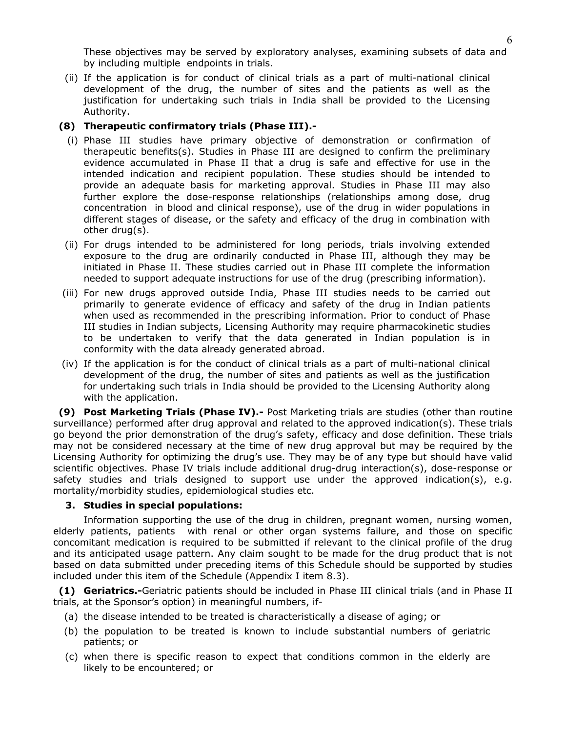These objectives may be served by exploratory analyses, examining subsets of data and by including multiple endpoints in trials.

(ii) If the application is for conduct of clinical trials as a part of multi-national clinical development of the drug, the number of sites and the patients as well as the justification for undertaking such trials in India shall be provided to the Licensing Authority.

**(8) Therapeutic confirmatory trials (Phase III).-**

(i) Phase III studies have primary objective of demonstration or confirmation of therapeutic benefits(s). Studies in Phase III are designed to confirm the preliminary evidence accumulated in Phase II that a drug is safe and effective for use in the intended indication and recipient population. These studies should be intended to provide an adequate basis for marketing approval. Studies in Phase III may also further explore the dose-response relationships (relationships among dose, drug concentration in blood and clinical response), use of the drug in wider populations in different stages of disease, or the safety and efficacy of the drug in combination with other drug(s).

(ii) For drugs intended to be administered for long periods, trials involving extended exposure to the drug are ordinarily conducted in Phase III, although they may be initiated in Phase II. These studies carried out in Phase III complete the information needed to support adequate instructions for use of the drug (prescribing information).

(iii) For new drugs approved outside India, Phase III studies needs to be carried out primarily to generate evidence of efficacy and safety of the drug in Indian patients when used as recommended in the prescribing information. Prior to conduct of Phase III studies in Indian subjects, Licensing Authority may require pharmacokinetic studies to be undertaken to verify that the data generated in Indian population is in conformity with the data already generated abroad.

(iv) If the application is for the conduct of clinical trials as a part of multi-national clinical development of the drug, the number of sites and patients as well as the justification for undertaking such trials in India should be provided to the Licensing Authority along with the application.

**(9) Post Marketing Trials (Phase IV).-** Post Marketing trials are studies (other than routine surveillance) performed after drug approval and related to the approved indication(s). These trials go beyond the prior demonstration of the drug's safety, efficacy and dose definition. These trials may not be considered necessary at the time of new drug approval but may be required by the Licensing Authority for optimizing the drug's use. They may be of any type but should have valid scientific objectives. Phase IV trials include additional drug-drug interaction(s), dose-response or safety studies and trials designed to support use under the approved indication(s), e.g. mortality/morbidity studies, epidemiological studies etc.

**3. Studies in special populations:**

Information supporting the use of the drug in children, pregnant women, nursing women, elderly patients, patients with renal or other organ systems failure, and those on specific concomitant medication is required to be submitted if relevant to the clinical profile of the drug and its anticipated usage pattern. Any claim sought to be made for the drug product that is not based on data submitted under preceding items of this Schedule should be supported by studies included under this item of the Schedule (Appendix I item 8.3).

**(1) Geriatrics.-**Geriatric patients should be included in Phase III clinical trials (and in Phase II trials, at the Sponsor's option) in meaningful numbers, if-

(a) the disease intended to be treated is characteristically a disease of aging; or

(b) the population to be treated is known to include substantial numbers of geriatric patients; or

(c) when there is specific reason to expect that conditions common in the elderly are likely to be encountered; or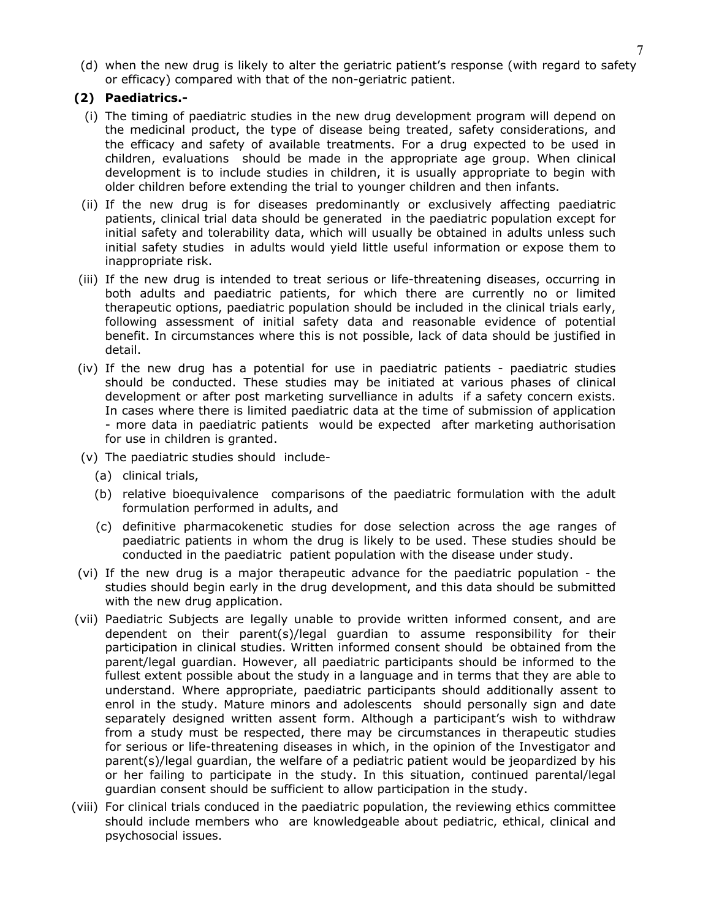(d) when the new drug is likely to alter the geriatric patient's response (with regard to safety or efficacy) compared with that of the non-geriatric patient.

**(2) Paediatrics.-**

(i) The timing of paediatric studies in the new drug development program will depend on the medicinal product, the type of disease being treated, safety considerations, and the efficacy and safety of available treatments. For a drug expected to be used in children, evaluations should be made in the appropriate age group. When clinical development is to include studies in children, it is usually appropriate to begin with older children before extending the trial to younger children and then infants.

(ii) If the new drug is for diseases predominantly or exclusively affecting paediatric patients, clinical trial data should be generated in the paediatric population except for initial safety and tolerability data, which will usually be obtained in adults unless such initial safety studies in adults would yield little useful information or expose them to inappropriate risk.

(iii) If the new drug is intended to treat serious or life-threatening diseases, occurring in both adults and paediatric patients, for which there are currently no or limited therapeutic options, paediatric population should be included in the clinical trials early, following assessment of initial safety data and reasonable evidence of potential benefit. In circumstances where this is not possible, lack of data should be justified in detail.

(iv) If the new drug has a potential for use in paediatric patients - paediatric studies should be conducted. These studies may be initiated at various phases of clinical development or after post marketing surveillance in adults if a safety concern exists. In cases where there is limited paediatric data at the time of submission of application - more data in paediatric patients would be expected after marketing authorisation for use in children is granted.

(v) The paediatric studies should include-

(a) clinical trials,

(b) relative bioequivalence comparisons of the paediatric formulation with the adult formulation performed in adults, and

(c) definitive pharmacokenetic studies for dose selection across the age ranges of paediatric patients in whom the drug is likely to be used. These studies should be conducted in the paediatric patient population with the disease under study.

(vi) If the new drug is a major therapeutic advance for the paediatric population - the studies should begin early in the drug development, and this data should be submitted with the new drug application.

(vii) Paediatric Subjects are legally unable to provide written informed consent, and are dependent on their parent(s)/legal guardian to assume responsibility for their participation in clinical studies. Written informed consent should be obtained from the parent/legal guardian. However, all paediatric participants should be informed to the fullest extent possible about the study in a language and in terms that they are able to understand. Where appropriate, paediatric participants should additionally assent to enrol in the study. Mature minors and adolescents should personally sign and date separately designed written assent form. Although a participant's wish to withdraw from a study must be respected, there may be circumstances in therapeutic studies for serious or life-threatening diseases in which, in the opinion of the Investigator and parent(s)/legal guardian, the welfare of a pediatric patient would be jeopardized by his or her failing to participate in the study. In this situation, continued parental/legal guardian consent should be sufficient to allow participation in the study.

(viii) For clinical trials conduced in the paediatric population, the reviewing ethics committee should include members who are knowledgeable about pediatric, ethical, clinical and psychosocial issues.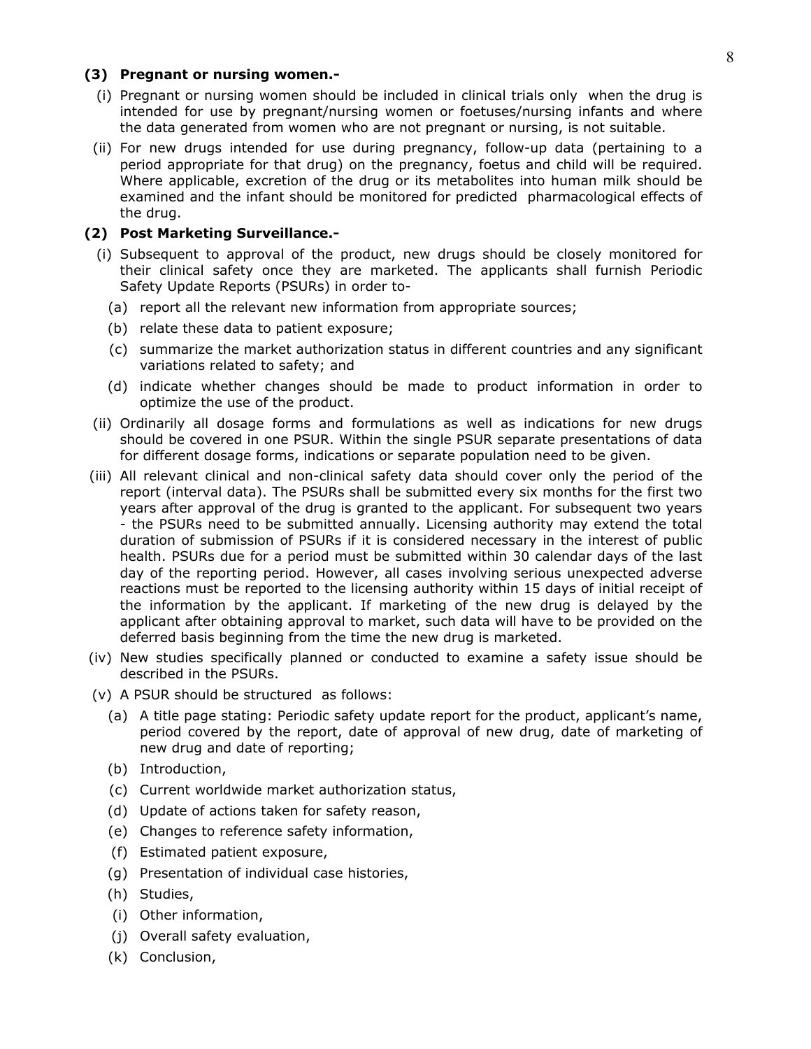**(3) Pregnant or nursing women.-**

(i) Pregnant or nursing women should be included in clinical trials only when the drug is intended for use by pregnant/nursing women or foetuses/nursing infants and where the data generated from women who are not pregnant or nursing, is not suitable.

(ii) For new drugs intended for use during pregnancy, follow-up data (pertaining to a period appropriate for that drug) on the pregnancy, foetus and child will be required. Where applicable, excretion of the drug or its metabolites into human milk should be examined and the infant should be monitored for predicted pharmacological effects of the drug.

**(2) Post Marketing Surveillance.-**

(i) Subsequent to approval of the product, new drugs should be closely monitored for their clinical safety once they are marketed. The applicants shall furnish Periodic Safety Update Reports (PSURs) in order to-

  (a) report all the relevant new information from appropriate sources;

  (b) relate these data to patient exposure;

  (c) summarize the market authorization status in different countries and any significant variations related to safety; and

  (d) indicate whether changes should be made to product information in order to optimize the use of the product.

(ii) Ordinarily all dosage forms and formulations as well as indications for new drugs should be covered in one PSUR. Within the single PSUR separate presentations of data for different dosage forms, indications or separate population need to be given.

(iii) All relevant clinical and non-clinical safety data should cover only the period of the report (interval data). The PSURs shall be submitted every six months for the first two years after approval of the drug is granted to the applicant. For subsequent two years - the PSURs need to be submitted annually. Licensing authority may extend the total duration of submission of PSURs if it is considered necessary in the interest of public health. PSURs due for a period must be submitted within 30 calendar days of the last day of the reporting period. However, all cases involving serious unexpected adverse reactions must be reported to the licensing authority within 15 days of initial receipt of the information by the applicant. If marketing of the new drug is delayed by the applicant after obtaining approval to market, such data will have to be provided on the deferred basis beginning from the time the new drug is marketed.

(iv) New studies specifically planned or conducted to examine a safety issue should be described in the PSURs.

(v) A PSUR should be structured as follows:

  (a) A title page stating: Periodic safety update report for the product, applicant's name, period covered by the report, date of approval of new drug, date of marketing of new drug and date of reporting;

  (b) Introduction,

  (c) Current worldwide market authorization status,

  (d) Update of actions taken for safety reason,

  (e) Changes to reference safety information,

  (f) Estimated patient exposure,

  (g) Presentation of individual case histories,

  (h) Studies,

  (i) Other information,

  (j) Overall safety evaluation,

  (k) Conclusion,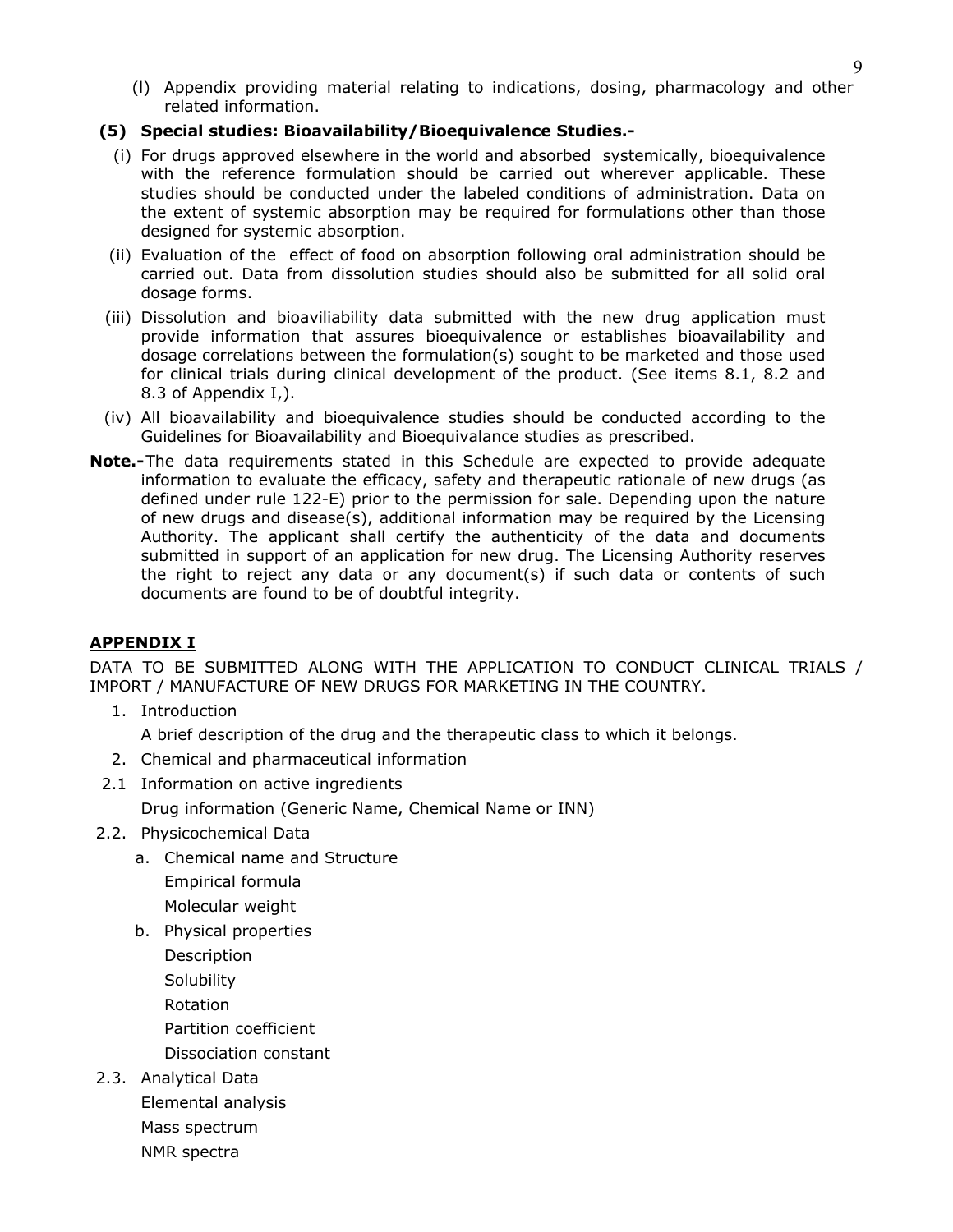(l) Appendix providing material relating to indications, dosing, pharmacology and other related information.

**(5) Special studies: Bioavailability/Bioequivalence Studies.-**

(i) For drugs approved elsewhere in the world and absorbed systemically, bioequivalence with the reference formulation should be carried out wherever applicable. These studies should be conducted under the labeled conditions of administration. Data on the extent of systemic absorption may be required for formulations other than those designed for systemic absorption.

(ii) Evaluation of the effect of food on absorption following oral administration should be carried out. Data from dissolution studies should also be submitted for all solid oral dosage forms.

(iii) Dissolution and bioaviliability data submitted with the new drug application must provide information that assures bioequivalence or establishes bioavailability and dosage correlations between the formulation(s) sought to be marketed and those used for clinical trials during clinical development of the product. (See items 8.1, 8.2 and 8.3 of Appendix I,).

(iv) All bioavailability and bioequivalence studies should be conducted according to the Guidelines for Bioavailability and Bioequivalance studies as prescribed.

**Note.-**The data requirements stated in this Schedule are expected to provide adequate information to evaluate the efficacy, safety and therapeutic rationale of new drugs (as defined under rule 122-E) prior to the permission for sale. Depending upon the nature of new drugs and disease(s), additional information may be required by the Licensing Authority. The applicant shall certify the authenticity of the data and documents submitted in support of an application for new drug. The Licensing Authority reserves the right to reject any data or any document(s) if such data or contents of such documents are found to be of doubtful integrity.

## APPENDIX I

DATA TO BE SUBMITTED ALONG WITH THE APPLICATION TO CONDUCT CLINICAL TRIALS / IMPORT / MANUFACTURE OF NEW DRUGS FOR MARKETING IN THE COUNTRY.

1. Introduction

   A brief description of the drug and the therapeutic class to which it belongs.

2. Chemical and pharmaceutical information

2.1 Information on active ingredients

   Drug information (Generic Name, Chemical Name or INN)

2.2. Physicochemical Data

   a. Chemical name and Structure
      Empirical formula
      Molecular weight

   b. Physical properties
      Description
      Solubility
      Rotation
      Partition coefficient
      Dissociation constant

2.3. Analytical Data

   Elemental analysis
   Mass spectrum
   NMR spectra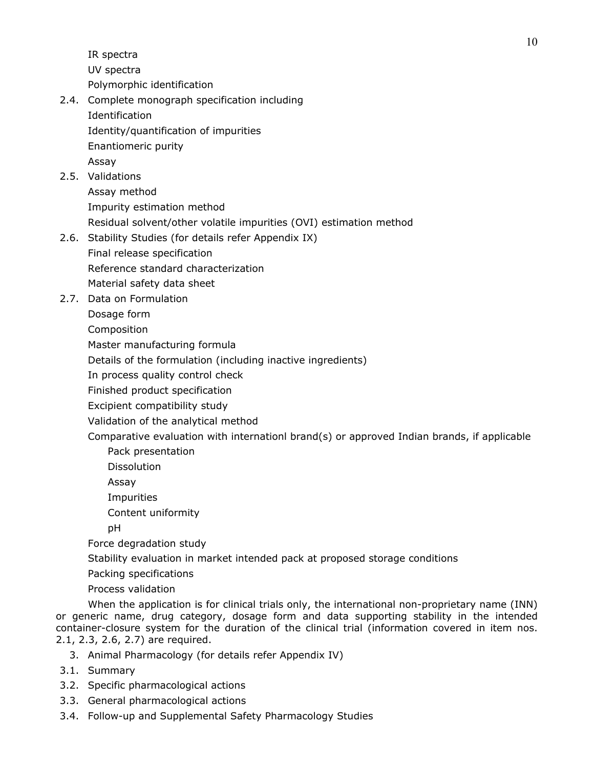IR spectra

UV spectra

Polymorphic identification

2.4. Complete monograph specification including

Identification

Identity/quantification of impurities

Enantiomeric purity

Assay

2.5. Validations

Assay method

Impurity estimation method

Residual solvent/other volatile impurities (OVI) estimation method

2.6. Stability Studies (for details refer Appendix IX)

Final release specification

Reference standard characterization

Material safety data sheet

2.7. Data on Formulation

Dosage form

Composition

Master manufacturing formula

Details of the formulation (including inactive ingredients)

In process quality control check

Finished product specification

Excipient compatibility study

Validation of the analytical method

Comparative evaluation with internationl brand(s) or approved Indian brands, if applicable

- Pack presentation
- Dissolution
- Assay
- Impurities
- Content uniformity
- pH

Force degradation study

Stability evaluation in market intended pack at proposed storage conditions

Packing specifications

Process validation

When the application is for clinical trials only, the international non-proprietary name (INN) or generic name, drug category, dosage form and data supporting stability in the intended container-closure system for the duration of the clinical trial (information covered in item nos. 2.1, 2.3, 2.6, 2.7) are required.

3. Animal Pharmacology (for details refer Appendix IV)

3.1. Summary

3.2. Specific pharmacological actions

3.3. General pharmacological actions

3.4. Follow-up and Supplemental Safety Pharmacology Studies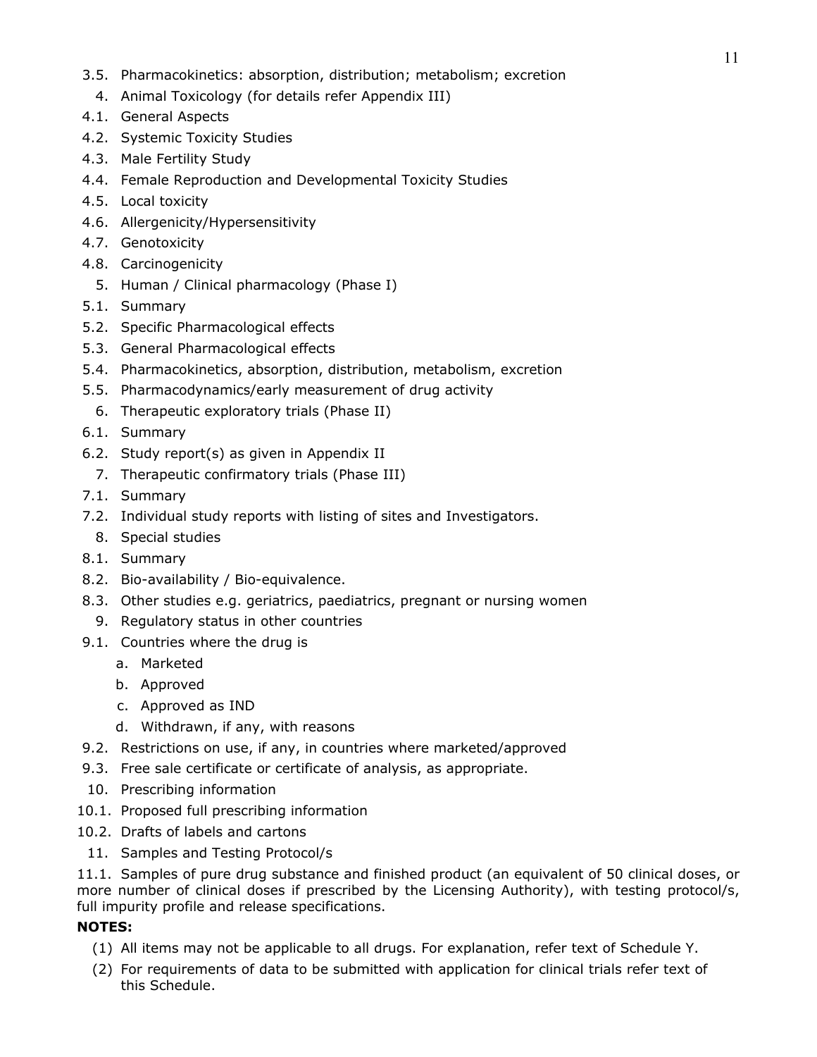3.5. Pharmacokinetics: absorption, distribution; metabolism; excretion

4. Animal Toxicology (for details refer Appendix III)

4.1. General Aspects

4.2. Systemic Toxicity Studies

4.3. Male Fertility Study

4.4. Female Reproduction and Developmental Toxicity Studies

4.5. Local toxicity

4.6. Allergenicity/Hypersensitivity

4.7. Genotoxicity

4.8. Carcinogenicity

5. Human / Clinical pharmacology (Phase I)

5.1. Summary

5.2. Specific Pharmacological effects

5.3. General Pharmacological effects

5.4. Pharmacokinetics, absorption, distribution, metabolism, excretion

5.5. Pharmacodynamics/early measurement of drug activity

6. Therapeutic exploratory trials (Phase II)

6.1. Summary

6.2. Study report(s) as given in Appendix II

7. Therapeutic confirmatory trials (Phase III)

7.1. Summary

7.2. Individual study reports with listing of sites and Investigators.

8. Special studies

8.1. Summary

8.2. Bio-availability / Bio-equivalence.

8.3. Other studies e.g. geriatrics, paediatrics, pregnant or nursing women

9. Regulatory status in other countries

9.1. Countries where the drug is

   a. Marketed
   b. Approved
   c. Approved as IND
   d. Withdrawn, if any, with reasons

9.2. Restrictions on use, if any, in countries where marketed/approved

9.3. Free sale certificate or certificate of analysis, as appropriate.

10. Prescribing information

10.1. Proposed full prescribing information

10.2. Drafts of labels and cartons

11. Samples and Testing Protocol/s

11.1. Samples of pure drug substance and finished product (an equivalent of 50 clinical doses, or more number of clinical doses if prescribed by the Licensing Authority), with testing protocol/s, full impurity profile and release specifications.

**NOTES:**

(1) All items may not be applicable to all drugs. For explanation, refer text of Schedule Y.

(2) For requirements of data to be submitted with application for clinical trials refer text of this Schedule.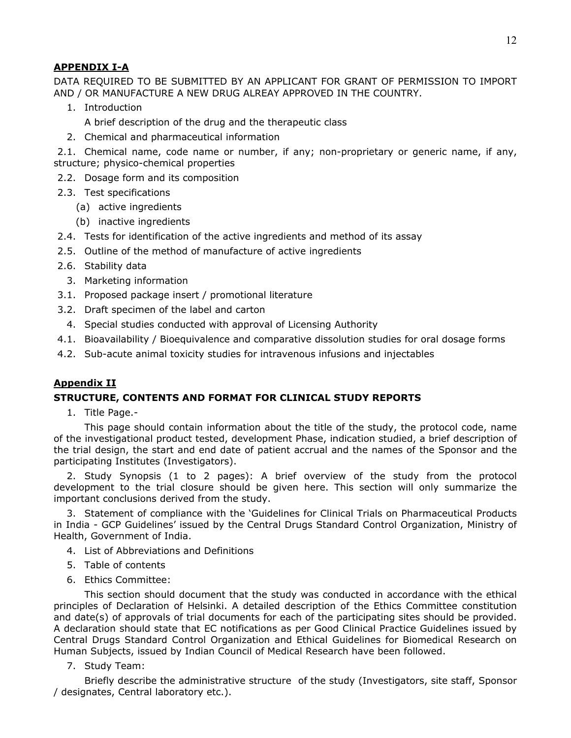## APPENDIX I-A

DATA REQUIRED TO BE SUBMITTED BY AN APPLICANT FOR GRANT OF PERMISSION TO IMPORT AND / OR MANUFACTURE A NEW DRUG ALREAY APPROVED IN THE COUNTRY.

1. Introduction

   A brief description of the drug and the therapeutic class

2. Chemical and pharmaceutical information

2.1. Chemical name, code name or number, if any; non-proprietary or generic name, if any, structure; physico-chemical properties

2.2. Dosage form and its composition

2.3. Test specifications

   (a) active ingredients

   (b) inactive ingredients

2.4. Tests for identification of the active ingredients and method of its assay

2.5. Outline of the method of manufacture of active ingredients

2.6. Stability data

3. Marketing information

3.1. Proposed package insert / promotional literature

3.2. Draft specimen of the label and carton

4. Special studies conducted with approval of Licensing Authority

4.1. Bioavailability / Bioequivalence and comparative dissolution studies for oral dosage forms

4.2. Sub-acute animal toxicity studies for intravenous infusions and injectables

## Appendix II

### STRUCTURE, CONTENTS AND FORMAT FOR CLINICAL STUDY REPORTS

1. Title Page.-

   This page should contain information about the title of the study, the protocol code, name of the investigational product tested, development Phase, indication studied, a brief description of the trial design, the start and end date of patient accrual and the names of the Sponsor and the participating Institutes (Investigators).

2. Study Synopsis (1 to 2 pages): A brief overview of the study from the protocol development to the trial closure should be given here. This section will only summarize the important conclusions derived from the study.

3. Statement of compliance with the 'Guidelines for Clinical Trials on Pharmaceutical Products in India - GCP Guidelines' issued by the Central Drugs Standard Control Organization, Ministry of Health, Government of India.

4. List of Abbreviations and Definitions

5. Table of contents

6. Ethics Committee:

   This section should document that the study was conducted in accordance with the ethical principles of Declaration of Helsinki. A detailed description of the Ethics Committee constitution and date(s) of approvals of trial documents for each of the participating sites should be provided. A declaration should state that EC notifications as per Good Clinical Practice Guidelines issued by Central Drugs Standard Control Organization and Ethical Guidelines for Biomedical Research on Human Subjects, issued by Indian Council of Medical Research have been followed.

7. Study Team:

   Briefly describe the administrative structure of the study (Investigators, site staff, Sponsor / designates, Central laboratory etc.).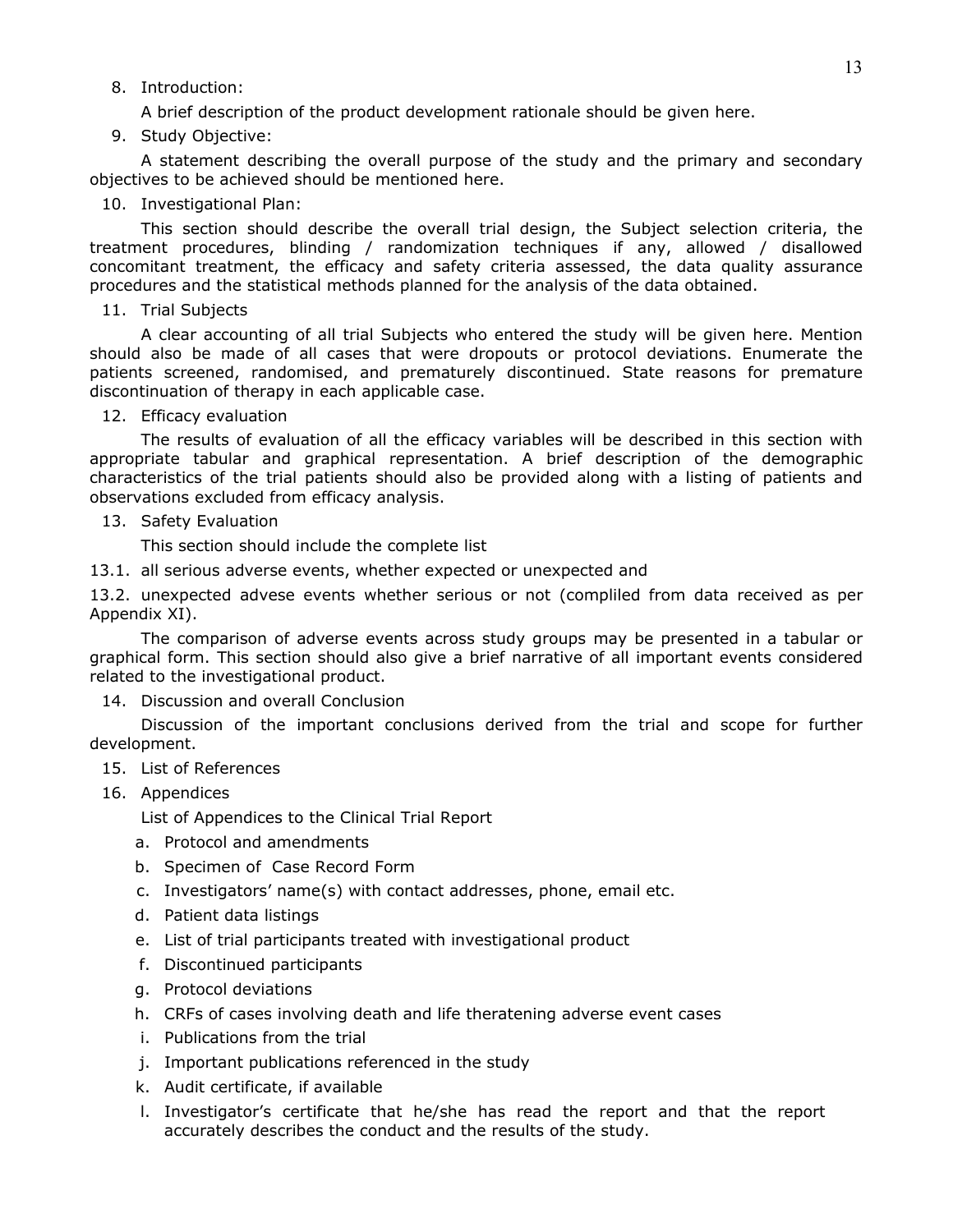8. Introduction:

   A brief description of the product development rationale should be given here.

9. Study Objective:

   A statement describing the overall purpose of the study and the primary and secondary objectives to be achieved should be mentioned here.

10. Investigational Plan:

    This section should describe the overall trial design, the Subject selection criteria, the treatment procedures, blinding / randomization techniques if any, allowed / disallowed concomitant treatment, the efficacy and safety criteria assessed, the data quality assurance procedures and the statistical methods planned for the analysis of the data obtained.

11. Trial Subjects

    A clear accounting of all trial Subjects who entered the study will be given here. Mention should also be made of all cases that were dropouts or protocol deviations. Enumerate the patients screened, randomised, and prematurely discontinued. State reasons for premature discontinuation of therapy in each applicable case.

12. Efficacy evaluation

    The results of evaluation of all the efficacy variables will be described in this section with appropriate tabular and graphical representation. A brief description of the demographic characteristics of the trial patients should also be provided along with a listing of patients and observations excluded from efficacy analysis.

13. Safety Evaluation

    This section should include the complete list

13.1. all serious adverse events, whether expected or unexpected and

13.2. unexpected advese events whether serious or not (compliled from data received as per Appendix XI).

The comparison of adverse events across study groups may be presented in a tabular or graphical form. This section should also give a brief narrative of all important events considered related to the investigational product.

14. Discussion and overall Conclusion

    Discussion of the important conclusions derived from the trial and scope for further development.

15. List of References

16. Appendices

    List of Appendices to the Clinical Trial Report

    a. Protocol and amendments
    b. Specimen of Case Record Form
    c. Investigators' name(s) with contact addresses, phone, email etc.
    d. Patient data listings
    e. List of trial participants treated with investigational product
    f. Discontinued participants
    g. Protocol deviations
    h. CRFs of cases involving death and life theratening adverse event cases
    i. Publications from the trial
    j. Important publications referenced in the study
    k. Audit certificate, if available
    l. Investigator's certificate that he/she has read the report and that the report accurately describes the conduct and the results of the study.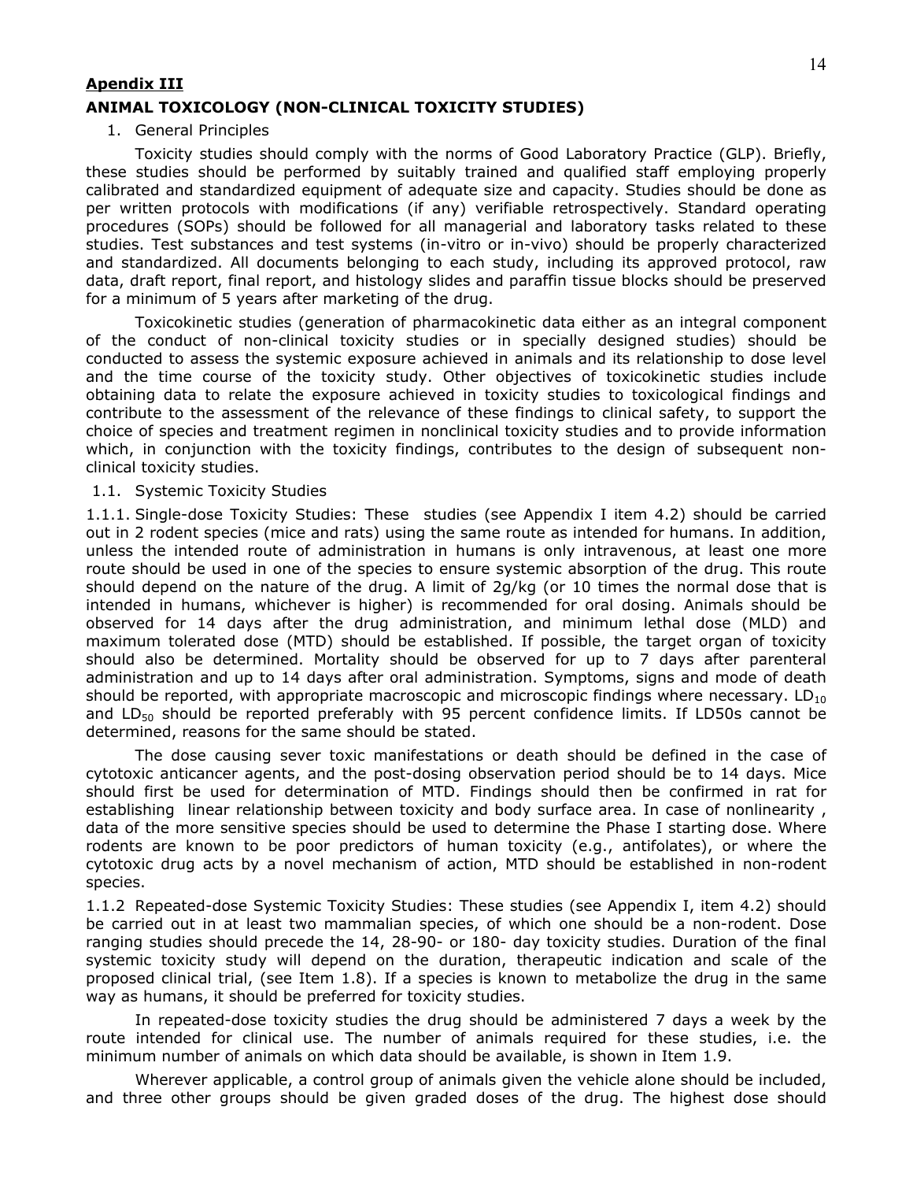## Apendix III

### ANIMAL TOXICOLOGY (NON-CLINICAL TOXICITY STUDIES)

1. General Principles

Toxicity studies should comply with the norms of Good Laboratory Practice (GLP). Briefly, these studies should be performed by suitably trained and qualified staff employing properly calibrated and standardized equipment of adequate size and capacity. Studies should be done as per written protocols with modifications (if any) verifiable retrospectively. Standard operating procedures (SOPs) should be followed for all managerial and laboratory tasks related to these studies. Test substances and test systems (in-vitro or in-vivo) should be properly characterized and standardized. All documents belonging to each study, including its approved protocol, raw data, draft report, final report, and histology slides and paraffin tissue blocks should be preserved for a minimum of 5 years after marketing of the drug.

Toxicokinetic studies (generation of pharmacokinetic data either as an integral component of the conduct of non-clinical toxicity studies or in specially designed studies) should be conducted to assess the systemic exposure achieved in animals and its relationship to dose level and the time course of the toxicity study. Other objectives of toxicokinetic studies include obtaining data to relate the exposure achieved in toxicity studies to toxicological findings and contribute to the assessment of the relevance of these findings to clinical safety, to support the choice of species and treatment regimen in nonclinical toxicity studies and to provide information which, in conjunction with the toxicity findings, contributes to the design of subsequent non-clinical toxicity studies.

1.1. Systemic Toxicity Studies

1.1.1. Single-dose Toxicity Studies: These studies (see Appendix I item 4.2) should be carried out in 2 rodent species (mice and rats) using the same route as intended for humans. In addition, unless the intended route of administration in humans is only intravenous, at least one more route should be used in one of the species to ensure systemic absorption of the drug. This route should depend on the nature of the drug. A limit of 2g/kg (or 10 times the normal dose that is intended in humans, whichever is higher) is recommended for oral dosing. Animals should be observed for 14 days after the drug administration, and minimum lethal dose (MLD) and maximum tolerated dose (MTD) should be established. If possible, the target organ of toxicity should also be determined. Mortality should be observed for up to 7 days after parenteral administration and up to 14 days after oral administration. Symptoms, signs and mode of death should be reported, with appropriate macroscopic and microscopic findings where necessary. $LD_{10}$ and $LD_{50}$ should be reported preferably with 95 percent confidence limits. If LD50s cannot be determined, reasons for the same should be stated.

The dose causing sever toxic manifestations or death should be defined in the case of cytotoxic anticancer agents, and the post-dosing observation period should be to 14 days. Mice should first be used for determination of MTD. Findings should then be confirmed in rat for establishing linear relationship between toxicity and body surface area. In case of nonlinearity , data of the more sensitive species should be used to determine the Phase I starting dose. Where rodents are known to be poor predictors of human toxicity (e.g., antifolates), or where the cytotoxic drug acts by a novel mechanism of action, MTD should be established in non-rodent species.

1.1.2 Repeated-dose Systemic Toxicity Studies: These studies (see Appendix I, item 4.2) should be carried out in at least two mammalian species, of which one should be a non-rodent. Dose ranging studies should precede the 14, 28-90- or 180- day toxicity studies. Duration of the final systemic toxicity study will depend on the duration, therapeutic indication and scale of the proposed clinical trial, (see Item 1.8). If a species is known to metabolize the drug in the same way as humans, it should be preferred for toxicity studies.

In repeated-dose toxicity studies the drug should be administered 7 days a week by the route intended for clinical use. The number of animals required for these studies, i.e. the minimum number of animals on which data should be available, is shown in Item 1.9.

Wherever applicable, a control group of animals given the vehicle alone should be included, and three other groups should be given graded doses of the drug. The highest dose should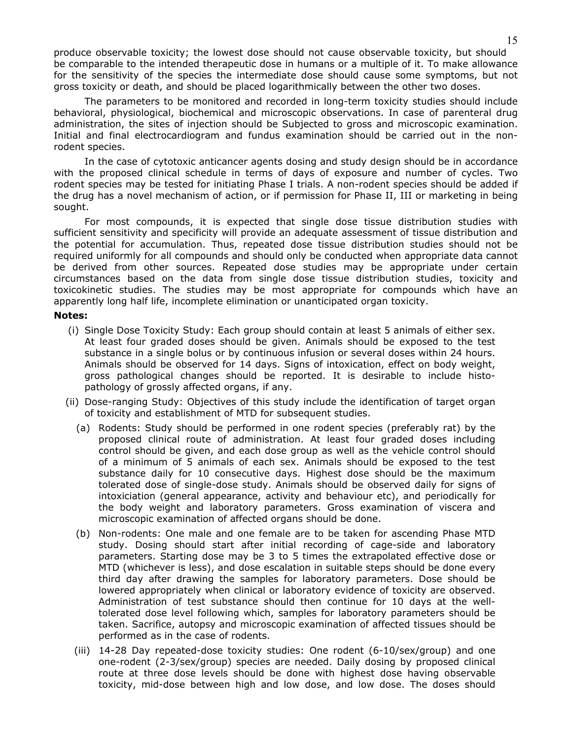produce observable toxicity; the lowest dose should not cause observable toxicity, but should be comparable to the intended therapeutic dose in humans or a multiple of it. To make allowance for the sensitivity of the species the intermediate dose should cause some symptoms, but not gross toxicity or death, and should be placed logarithmically between the other two doses.

The parameters to be monitored and recorded in long-term toxicity studies should include behavioral, physiological, biochemical and microscopic observations. In case of parenteral drug administration, the sites of injection should be Subjected to gross and microscopic examination. Initial and final electrocardiogram and fundus examination should be carried out in the non-rodent species.

In the case of cytotoxic anticancer agents dosing and study design should be in accordance with the proposed clinical schedule in terms of days of exposure and number of cycles. Two rodent species may be tested for initiating Phase I trials. A non-rodent species should be added if the drug has a novel mechanism of action, or if permission for Phase II, III or marketing in being sought.

For most compounds, it is expected that single dose tissue distribution studies with sufficient sensitivity and specificity will provide an adequate assessment of tissue distribution and the potential for accumulation. Thus, repeated dose tissue distribution studies should not be required uniformly for all compounds and should only be conducted when appropriate data cannot be derived from other sources. Repeated dose studies may be appropriate under certain circumstances based on the data from single dose tissue distribution studies, toxicity and toxicokinetic studies. The studies may be most appropriate for compounds which have an apparently long half life, incomplete elimination or unanticipated organ toxicity.

**Notes:**

(i) Single Dose Toxicity Study: Each group should contain at least 5 animals of either sex. At least four graded doses should be given. Animals should be exposed to the test substance in a single bolus or by continuous infusion or several doses within 24 hours. Animals should be observed for 14 days. Signs of intoxication, effect on body weight, gross pathological changes should be reported. It is desirable to include histo-pathology of grossly affected organs, if any.

(ii) Dose-ranging Study: Objectives of this study include the identification of target organ of toxicity and establishment of MTD for subsequent studies.

(a) Rodents: Study should be performed in one rodent species (preferably rat) by the proposed clinical route of administration. At least four graded doses including control should be given, and each dose group as well as the vehicle control should of a minimum of 5 animals of each sex. Animals should be exposed to the test substance daily for 10 consecutive days. Highest dose should be the maximum tolerated dose of single-dose study. Animals should be observed daily for signs of intoxiciation (general appearance, activity and behaviour etc), and periodically for the body weight and laboratory parameters. Gross examination of viscera and microscopic examination of affected organs should be done.

(b) Non-rodents: One male and one female are to be taken for ascending Phase MTD study. Dosing should start after initial recording of cage-side and laboratory parameters. Starting dose may be 3 to 5 times the extrapolated effective dose or MTD (whichever is less), and dose escalation in suitable steps should be done every third day after drawing the samples for laboratory parameters. Dose should be lowered appropriately when clinical or laboratory evidence of toxicity are observed. Administration of test substance should then continue for 10 days at the well-tolerated dose level following which, samples for laboratory parameters should be taken. Sacrifice, autopsy and microscopic examination of affected tissues should be performed as in the case of rodents.

(iii) 14-28 Day repeated-dose toxicity studies: One rodent (6-10/sex/group) and one one-rodent (2-3/sex/group) species are needed. Daily dosing by proposed clinical route at three dose levels should be done with highest dose having observable toxicity, mid-dose between high and low dose, and low dose. The doses should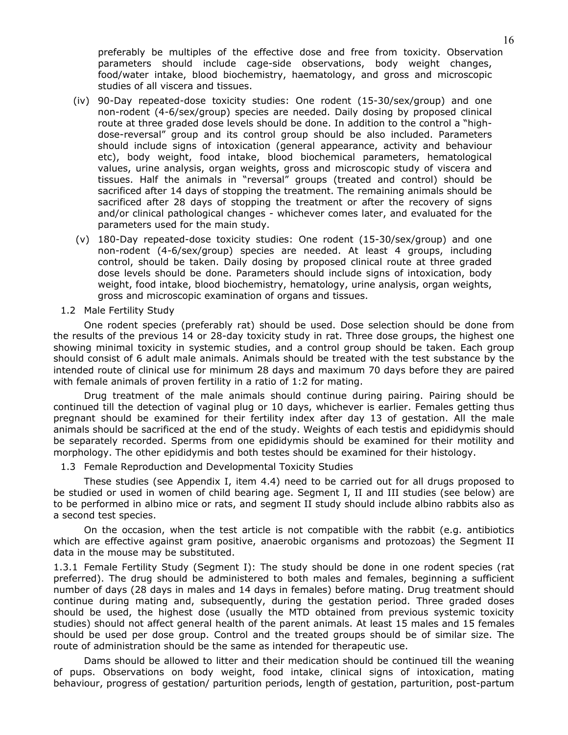preferably be multiples of the effective dose and free from toxicity. Observation parameters should include cage-side observations, body weight changes, food/water intake, blood biochemistry, haematology, and gross and microscopic studies of all viscera and tissues.

(iv) 90-Day repeated-dose toxicity studies: One rodent (15-30/sex/group) and one non-rodent (4-6/sex/group) species are needed. Daily dosing by proposed clinical route at three graded dose levels should be done. In addition to the control a "high-dose-reversal" group and its control group should be also included. Parameters should include signs of intoxication (general appearance, activity and behaviour etc), body weight, food intake, blood biochemical parameters, hematological values, urine analysis, organ weights, gross and microscopic study of viscera and tissues. Half the animals in "reversal" groups (treated and control) should be sacrificed after 14 days of stopping the treatment. The remaining animals should be sacrificed after 28 days of stopping the treatment or after the recovery of signs and/or clinical pathological changes - whichever comes later, and evaluated for the parameters used for the main study.

(v) 180-Day repeated-dose toxicity studies: One rodent (15-30/sex/group) and one non-rodent (4-6/sex/group) species are needed. At least 4 groups, including control, should be taken. Daily dosing by proposed clinical route at three graded dose levels should be done. Parameters should include signs of intoxication, body weight, food intake, blood biochemistry, hematology, urine analysis, organ weights, gross and microscopic examination of organs and tissues.

### 1.2 Male Fertility Study

One rodent species (preferably rat) should be used. Dose selection should be done from the results of the previous 14 or 28-day toxicity study in rat. Three dose groups, the highest one showing minimal toxicity in systemic studies, and a control group should be taken. Each group should consist of 6 adult male animals. Animals should be treated with the test substance by the intended route of clinical use for minimum 28 days and maximum 70 days before they are paired with female animals of proven fertility in a ratio of 1:2 for mating.

Drug treatment of the male animals should continue during pairing. Pairing should be continued till the detection of vaginal plug or 10 days, whichever is earlier. Females getting thus pregnant should be examined for their fertility index after day 13 of gestation. All the male animals should be sacrificed at the end of the study. Weights of each testis and epididymis should be separately recorded. Sperms from one epididymis should be examined for their motility and morphology. The other epididymis and both testes should be examined for their histology.

### 1.3 Female Reproduction and Developmental Toxicity Studies

These studies (see Appendix I, item 4.4) need to be carried out for all drugs proposed to be studied or used in women of child bearing age. Segment I, II and III studies (see below) are to be performed in albino mice or rats, and segment II study should include albino rabbits also as a second test species.

On the occasion, when the test article is not compatible with the rabbit (e.g. antibiotics which are effective against gram positive, anaerobic organisms and protozoas) the Segment II data in the mouse may be substituted.

1.3.1 Female Fertility Study (Segment I): The study should be done in one rodent species (rat preferred). The drug should be administered to both males and females, beginning a sufficient number of days (28 days in males and 14 days in females) before mating. Drug treatment should continue during mating and, subsequently, during the gestation period. Three graded doses should be used, the highest dose (usually the MTD obtained from previous systemic toxicity studies) should not affect general health of the parent animals. At least 15 males and 15 females should be used per dose group. Control and the treated groups should be of similar size. The route of administration should be the same as intended for therapeutic use.

Dams should be allowed to litter and their medication should be continued till the weaning of pups. Observations on body weight, food intake, clinical signs of intoxication, mating behaviour, progress of gestation/ parturition periods, length of gestation, parturition, post-partum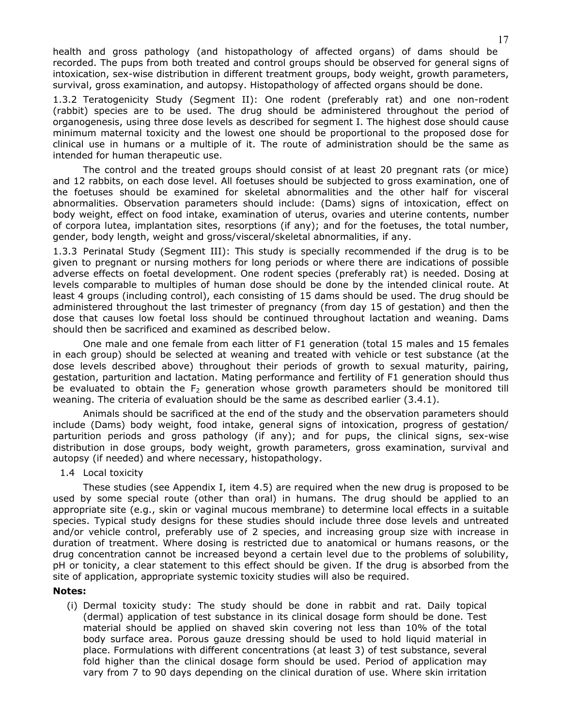health and gross pathology (and histopathology of affected organs) of dams should be recorded. The pups from both treated and control groups should be observed for general signs of intoxication, sex-wise distribution in different treatment groups, body weight, growth parameters, survival, gross examination, and autopsy. Histopathology of affected organs should be done.

1.3.2 Teratogenicity Study (Segment II): One rodent (preferably rat) and one non-rodent (rabbit) species are to be used. The drug should be administered throughout the period of organogenesis, using three dose levels as described for segment I. The highest dose should cause minimum maternal toxicity and the lowest one should be proportional to the proposed dose for clinical use in humans or a multiple of it. The route of administration should be the same as intended for human therapeutic use.

The control and the treated groups should consist of at least 20 pregnant rats (or mice) and 12 rabbits, on each dose level. All foetuses should be subjected to gross examination, one of the foetuses should be examined for skeletal abnormalities and the other half for visceral abnormalities. Observation parameters should include: (Dams) signs of intoxication, effect on body weight, effect on food intake, examination of uterus, ovaries and uterine contents, number of corpora lutea, implantation sites, resorptions (if any); and for the foetuses, the total number, gender, body length, weight and gross/visceral/skeletal abnormalities, if any.

1.3.3 Perinatal Study (Segment III): This study is specially recommended if the drug is to be given to pregnant or nursing mothers for long periods or where there are indications of possible adverse effects on foetal development. One rodent species (preferably rat) is needed. Dosing at levels comparable to multiples of human dose should be done by the intended clinical route. At least 4 groups (including control), each consisting of 15 dams should be used. The drug should be administered throughout the last trimester of pregnancy (from day 15 of gestation) and then the dose that causes low foetal loss should be continued throughout lactation and weaning. Dams should then be sacrificed and examined as described below.

One male and one female from each litter of F1 generation (total 15 males and 15 females in each group) should be selected at weaning and treated with vehicle or test substance (at the dose levels described above) throughout their periods of growth to sexual maturity, pairing, gestation, parturition and lactation. Mating performance and fertility of F1 generation should thus be evaluated to obtain the $F_2$ generation whose growth parameters should be monitored till weaning. The criteria of evaluation should be the same as described earlier (3.4.1).

Animals should be sacrificed at the end of the study and the observation parameters should include (Dams) body weight, food intake, general signs of intoxication, progress of gestation/ parturition periods and gross pathology (if any); and for pups, the clinical signs, sex-wise distribution in dose groups, body weight, growth parameters, gross examination, survival and autopsy (if needed) and where necessary, histopathology.

1.4 Local toxicity

These studies (see Appendix I, item 4.5) are required when the new drug is proposed to be used by some special route (other than oral) in humans. The drug should be applied to an appropriate site (e.g., skin or vaginal mucous membrane) to determine local effects in a suitable species. Typical study designs for these studies should include three dose levels and untreated and/or vehicle control, preferably use of 2 species, and increasing group size with increase in duration of treatment. Where dosing is restricted due to anatomical or humans reasons, or the drug concentration cannot be increased beyond a certain level due to the problems of solubility, pH or tonicity, a clear statement to this effect should be given. If the drug is absorbed from the site of application, appropriate systemic toxicity studies will also be required.

**Notes:**

(i) Dermal toxicity study: The study should be done in rabbit and rat. Daily topical (dermal) application of test substance in its clinical dosage form should be done. Test material should be applied on shaved skin covering not less than 10% of the total body surface area. Porous gauze dressing should be used to hold liquid material in place. Formulations with different concentrations (at least 3) of test substance, several fold higher than the clinical dosage form should be used. Period of application may vary from 7 to 90 days depending on the clinical duration of use. Where skin irritation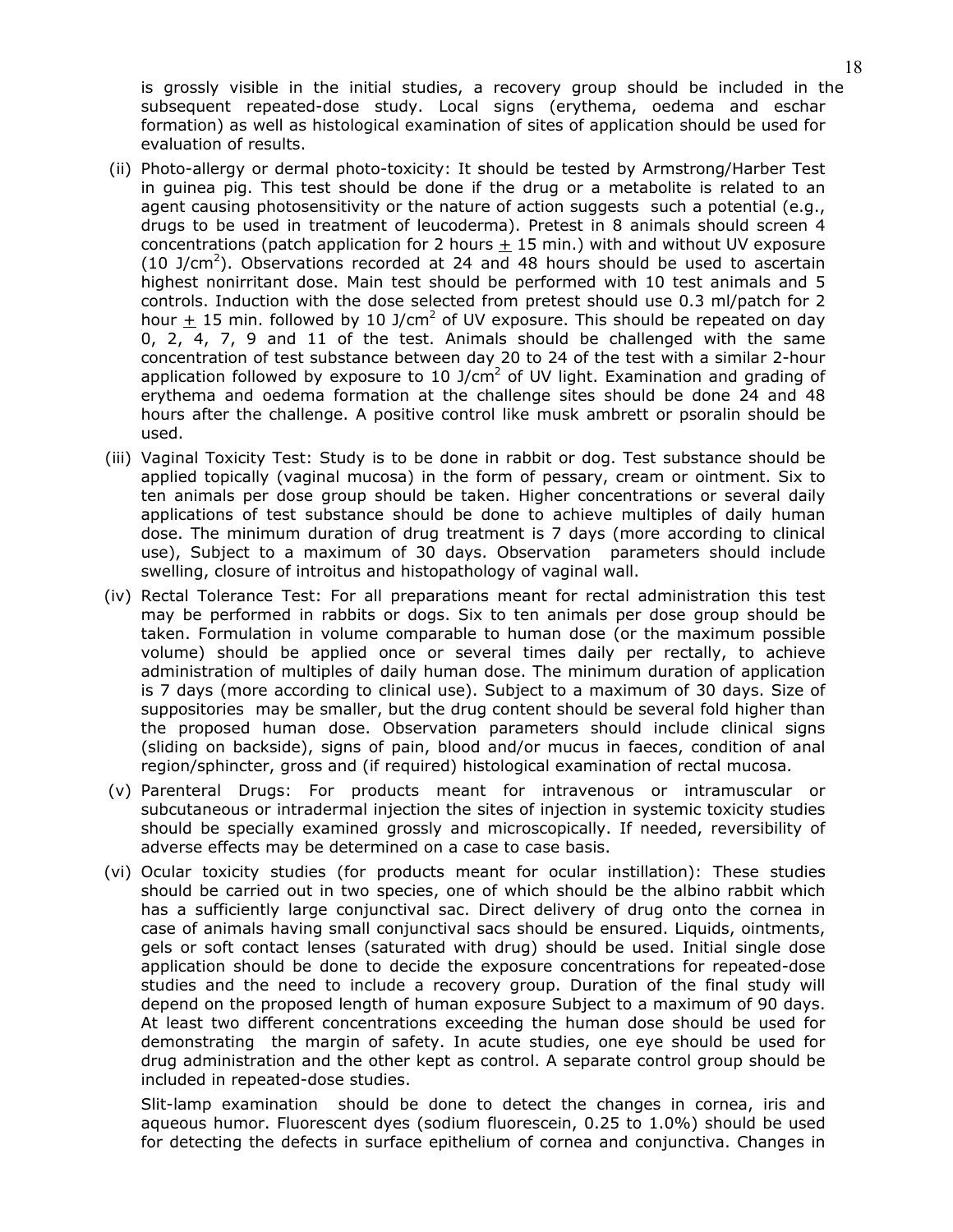is grossly visible in the initial studies, a recovery group should be included in the subsequent repeated-dose study. Local signs (erythema, oedema and eschar formation) as well as histological examination of sites of application should be used for evaluation of results.

(ii) Photo-allergy or dermal photo-toxicity: It should be tested by Armstrong/Harber Test in guinea pig. This test should be done if the drug or a metabolite is related to an agent causing photosensitivity or the nature of action suggests such a potential (e.g., drugs to be used in treatment of leucoderma). Pretest in 8 animals should screen 4 concentrations (patch application for 2 hours $\pm$ 15 min.) with and without UV exposure (10 J/cm$^2$). Observations recorded at 24 and 48 hours should be used to ascertain highest nonirritant dose. Main test should be performed with 10 test animals and 5 controls. Induction with the dose selected from pretest should use 0.3 ml/patch for 2 hour $\pm$ 15 min. followed by 10 J/cm$^2$ of UV exposure. This should be repeated on day 0, 2, 4, 7, 9 and 11 of the test. Animals should be challenged with the same concentration of test substance between day 20 to 24 of the test with a similar 2-hour application followed by exposure to 10 J/cm$^2$ of UV light. Examination and grading of erythema and oedema formation at the challenge sites should be done 24 and 48 hours after the challenge. A positive control like musk ambrett or psoralin should be used.

(iii) Vaginal Toxicity Test: Study is to be done in rabbit or dog. Test substance should be applied topically (vaginal mucosa) in the form of pessary, cream or ointment. Six to ten animals per dose group should be taken. Higher concentrations or several daily applications of test substance should be done to achieve multiples of daily human dose. The minimum duration of drug treatment is 7 days (more according to clinical use), Subject to a maximum of 30 days. Observation parameters should include swelling, closure of introitus and histopathology of vaginal wall.

(iv) Rectal Tolerance Test: For all preparations meant for rectal administration this test may be performed in rabbits or dogs. Six to ten animals per dose group should be taken. Formulation in volume comparable to human dose (or the maximum possible volume) should be applied once or several times daily per rectally, to achieve administration of multiples of daily human dose. The minimum duration of application is 7 days (more according to clinical use). Subject to a maximum of 30 days. Size of suppositories may be smaller, but the drug content should be several fold higher than the proposed human dose. Observation parameters should include clinical signs (sliding on backside), signs of pain, blood and/or mucus in faeces, condition of anal region/sphincter, gross and (if required) histological examination of rectal mucosa.

(v) Parenteral Drugs: For products meant for intravenous or intramuscular or subcutaneous or intradermal injection the sites of injection in systemic toxicity studies should be specially examined grossly and microscopically. If needed, reversibility of adverse effects may be determined on a case to case basis.

(vi) Ocular toxicity studies (for products meant for ocular instillation): These studies should be carried out in two species, one of which should be the albino rabbit which has a sufficiently large conjunctival sac. Direct delivery of drug onto the cornea in case of animals having small conjunctival sacs should be ensured. Liquids, ointments, gels or soft contact lenses (saturated with drug) should be used. Initial single dose application should be done to decide the exposure concentrations for repeated-dose studies and the need to include a recovery group. Duration of the final study will depend on the proposed length of human exposure Subject to a maximum of 90 days. At least two different concentrations exceeding the human dose should be used for demonstrating the margin of safety. In acute studies, one eye should be used for drug administration and the other kept as control. A separate control group should be included in repeated-dose studies.

Slit-lamp examination should be done to detect the changes in cornea, iris and aqueous humor. Fluorescent dyes (sodium fluorescein, 0.25 to 1.0%) should be used for detecting the defects in surface epithelium of cornea and conjunctiva. Changes in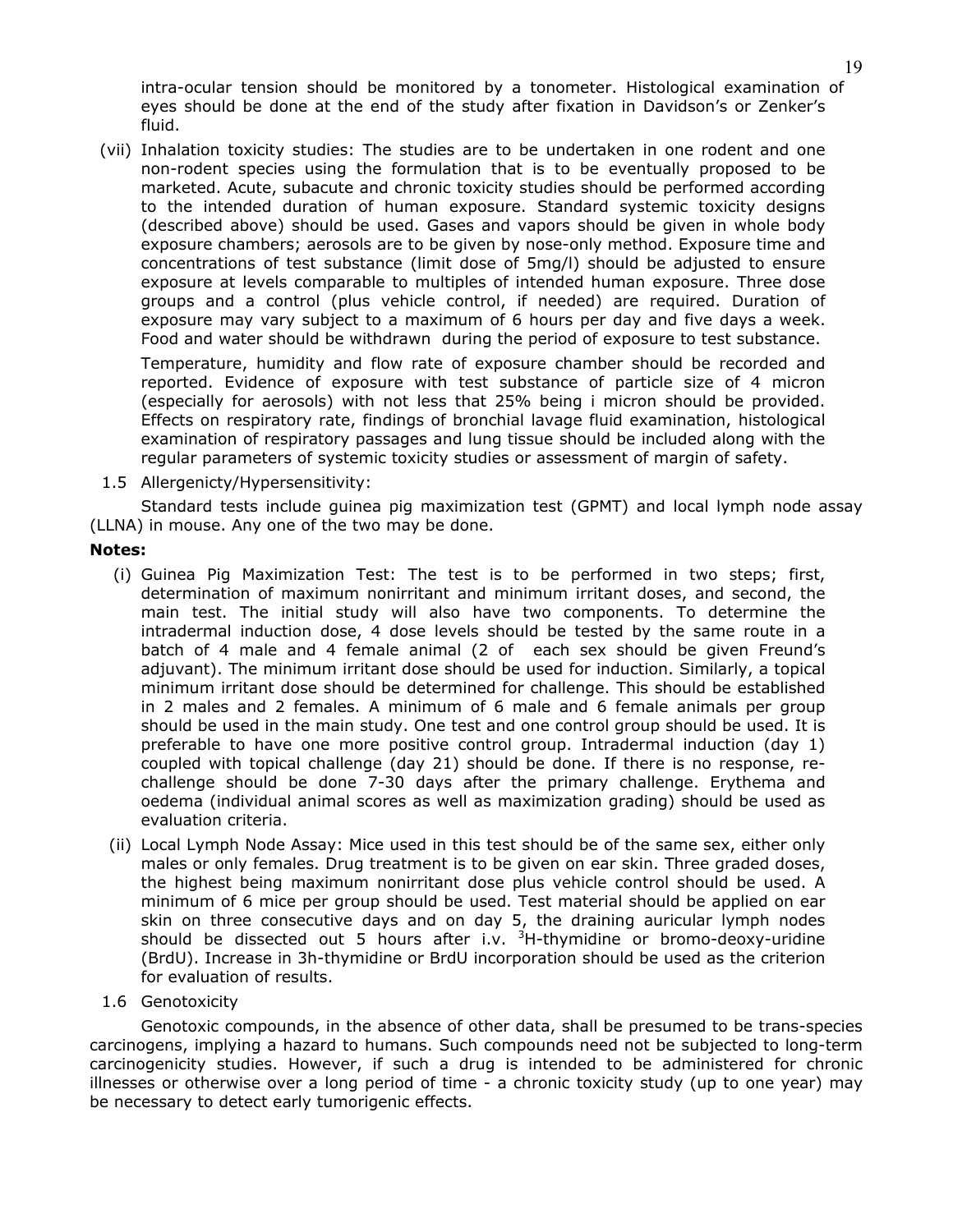intra-ocular tension should be monitored by a tonometer. Histological examination of eyes should be done at the end of the study after fixation in Davidson's or Zenker's fluid.

(vii) Inhalation toxicity studies: The studies are to be undertaken in one rodent and one non-rodent species using the formulation that is to be eventually proposed to be marketed. Acute, subacute and chronic toxicity studies should be performed according to the intended duration of human exposure. Standard systemic toxicity designs (described above) should be used. Gases and vapors should be given in whole body exposure chambers; aerosols are to be given by nose-only method. Exposure time and concentrations of test substance (limit dose of 5mg/l) should be adjusted to ensure exposure at levels comparable to multiples of intended human exposure. Three dose groups and a control (plus vehicle control, if needed) are required. Duration of exposure may vary subject to a maximum of 6 hours per day and five days a week. Food and water should be withdrawn during the period of exposure to test substance.

Temperature, humidity and flow rate of exposure chamber should be recorded and reported. Evidence of exposure with test substance of particle size of 4 micron (especially for aerosols) with not less that 25% being i micron should be provided. Effects on respiratory rate, findings of bronchial lavage fluid examination, histological examination of respiratory passages and lung tissue should be included along with the regular parameters of systemic toxicity studies or assessment of margin of safety.

1.5 Allergenicty/Hypersensitivity:

Standard tests include guinea pig maximization test (GPMT) and local lymph node assay (LLNA) in mouse. Any one of the two may be done.

**Notes:**

(i) Guinea Pig Maximization Test: The test is to be performed in two steps; first, determination of maximum nonirritant and minimum irritant doses, and second, the main test. The initial study will also have two components. To determine the intradermal induction dose, 4 dose levels should be tested by the same route in a batch of 4 male and 4 female animal (2 of each sex should be given Freund's adjuvant). The minimum irritant dose should be used for induction. Similarly, a topical minimum irritant dose should be determined for challenge. This should be established in 2 males and 2 females. A minimum of 6 male and 6 female animals per group should be used in the main study. One test and one control group should be used. It is preferable to have one more positive control group. Intradermal induction (day 1) coupled with topical challenge (day 21) should be done. If there is no response, re-challenge should be done 7-30 days after the primary challenge. Erythema and oedema (individual animal scores as well as maximization grading) should be used as evaluation criteria.

(ii) Local Lymph Node Assay: Mice used in this test should be of the same sex, either only males or only females. Drug treatment is to be given on ear skin. Three graded doses, the highest being maximum nonirritant dose plus vehicle control should be used. A minimum of 6 mice per group should be used. Test material should be applied on ear skin on three consecutive days and on day 5, the draining auricular lymph nodes should be dissected out 5 hours after i.v. $^{3}$H-thymidine or bromo-deoxy-uridine (BrdU). Increase in 3h-thymidine or BrdU incorporation should be used as the criterion for evaluation of results.

1.6 Genotoxicity

Genotoxic compounds, in the absence of other data, shall be presumed to be trans-species carcinogens, implying a hazard to humans. Such compounds need not be subjected to long-term carcinogenicity studies. However, if such a drug is intended to be administered for chronic illnesses or otherwise over a long period of time - a chronic toxicity study (up to one year) may be necessary to detect early tumorigenic effects.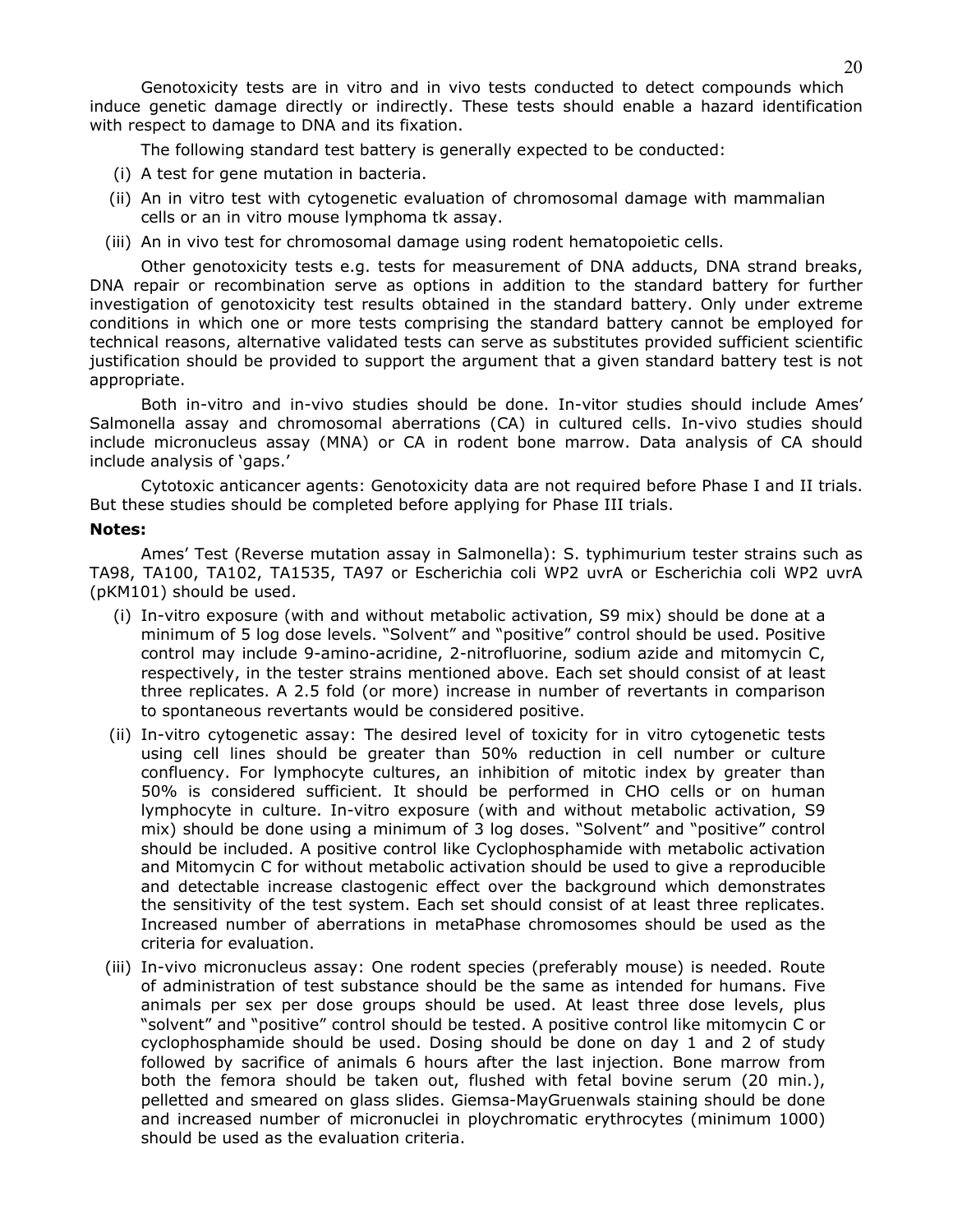Genotoxicity tests are in vitro and in vivo tests conducted to detect compounds which induce genetic damage directly or indirectly. These tests should enable a hazard identification with respect to damage to DNA and its fixation.

The following standard test battery is generally expected to be conducted:

(i) A test for gene mutation in bacteria.

(ii) An in vitro test with cytogenetic evaluation of chromosomal damage with mammalian cells or an in vitro mouse lymphoma tk assay.

(iii) An in vivo test for chromosomal damage using rodent hematopoietic cells.

Other genotoxicity tests e.g. tests for measurement of DNA adducts, DNA strand breaks, DNA repair or recombination serve as options in addition to the standard battery for further investigation of genotoxicity test results obtained in the standard battery. Only under extreme conditions in which one or more tests comprising the standard battery cannot be employed for technical reasons, alternative validated tests can serve as substitutes provided sufficient scientific justification should be provided to support the argument that a given standard battery test is not appropriate.

Both in-vitro and in-vivo studies should be done. In-vitor studies should include Ames' Salmonella assay and chromosomal aberrations (CA) in cultured cells. In-vivo studies should include micronucleus assay (MNA) or CA in rodent bone marrow. Data analysis of CA should include analysis of 'gaps.'

Cytotoxic anticancer agents: Genotoxicity data are not required before Phase I and II trials. But these studies should be completed before applying for Phase III trials.

**Notes:**

Ames' Test (Reverse mutation assay in Salmonella): S. typhimurium tester strains such as TA98, TA100, TA102, TA1535, TA97 or Escherichia coli WP2 uvrA or Escherichia coli WP2 uvrA (pKM101) should be used.

(i) In-vitro exposure (with and without metabolic activation, S9 mix) should be done at a minimum of 5 log dose levels. "Solvent" and "positive" control should be used. Positive control may include 9-amino-acridine, 2-nitrofluorine, sodium azide and mitomycin C, respectively, in the tester strains mentioned above. Each set should consist of at least three replicates. A 2.5 fold (or more) increase in number of revertants in comparison to spontaneous revertants would be considered positive.

(ii) In-vitro cytogenetic assay: The desired level of toxicity for in vitro cytogenetic tests using cell lines should be greater than 50% reduction in cell number or culture confluency. For lymphocyte cultures, an inhibition of mitotic index by greater than 50% is considered sufficient. It should be performed in CHO cells or on human lymphocyte in culture. In-vitro exposure (with and without metabolic activation, S9 mix) should be done using a minimum of 3 log doses. "Solvent" and "positive" control should be included. A positive control like Cyclophosphamide with metabolic activation and Mitomycin C for without metabolic activation should be used to give a reproducible and detectable increase clastogenic effect over the background which demonstrates the sensitivity of the test system. Each set should consist of at least three replicates. Increased number of aberrations in metaPhase chromosomes should be used as the criteria for evaluation.

(iii) In-vivo micronucleus assay: One rodent species (preferably mouse) is needed. Route of administration of test substance should be the same as intended for humans. Five animals per sex per dose groups should be used. At least three dose levels, plus "solvent" and "positive" control should be tested. A positive control like mitomycin C or cyclophosphamide should be used. Dosing should be done on day 1 and 2 of study followed by sacrifice of animals 6 hours after the last injection. Bone marrow from both the femora should be taken out, flushed with fetal bovine serum (20 min.), pelletted and smeared on glass slides. Giemsa-MayGruenwals staining should be done and increased number of micronuclei in ploychromatic erythrocytes (minimum 1000) should be used as the evaluation criteria.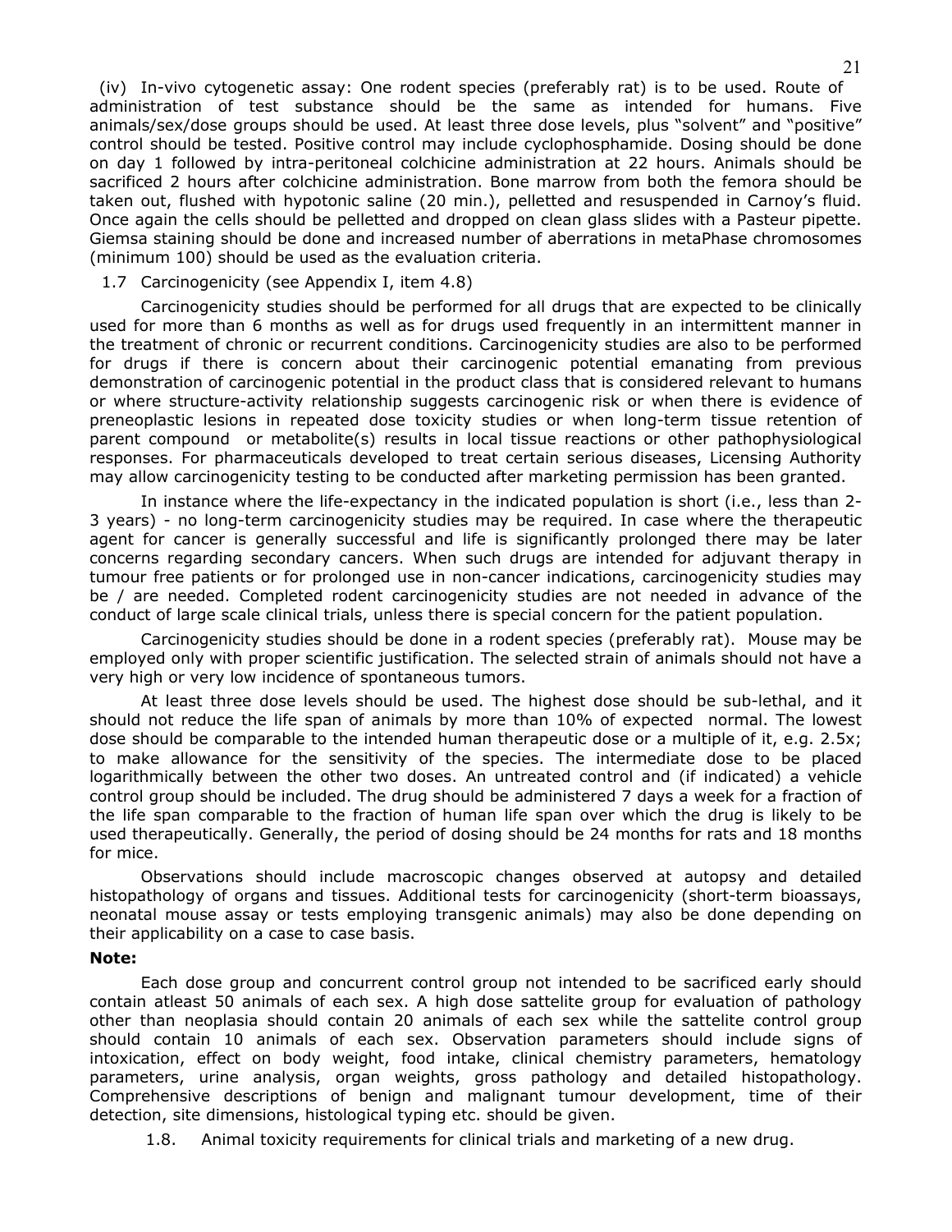(iv) In-vivo cytogenetic assay: One rodent species (preferably rat) is to be used. Route of administration of test substance should be the same as intended for humans. Five animals/sex/dose groups should be used. At least three dose levels, plus "solvent" and "positive" control should be tested. Positive control may include cyclophosphamide. Dosing should be done on day 1 followed by intra-peritoneal colchicine administration at 22 hours. Animals should be sacrificed 2 hours after colchicine administration. Bone marrow from both the femora should be taken out, flushed with hypotonic saline (20 min.), pelletted and resuspended in Carnoy's fluid. Once again the cells should be pelletted and dropped on clean glass slides with a Pasteur pipette. Giemsa staining should be done and increased number of aberrations in metaPhase chromosomes (minimum 100) should be used as the evaluation criteria.

1.7 Carcinogenicity (see Appendix I, item 4.8)

Carcinogenicity studies should be performed for all drugs that are expected to be clinically used for more than 6 months as well as for drugs used frequently in an intermittent manner in the treatment of chronic or recurrent conditions. Carcinogenicity studies are also to be performed for drugs if there is concern about their carcinogenic potential emanating from previous demonstration of carcinogenic potential in the product class that is considered relevant to humans or where structure-activity relationship suggests carcinogenic risk or when there is evidence of preneoplastic lesions in repeated dose toxicity studies or when long-term tissue retention of parent compound or metabolite(s) results in local tissue reactions or other pathophysiological responses. For pharmaceuticals developed to treat certain serious diseases, Licensing Authority may allow carcinogenicity testing to be conducted after marketing permission has been granted.

In instance where the life-expectancy in the indicated population is short (i.e., less than 2-3 years) - no long-term carcinogenicity studies may be required. In case where the therapeutic agent for cancer is generally successful and life is significantly prolonged there may be later concerns regarding secondary cancers. When such drugs are intended for adjuvant therapy in tumour free patients or for prolonged use in non-cancer indications, carcinogenicity studies may be / are needed. Completed rodent carcinogenicity studies are not needed in advance of the conduct of large scale clinical trials, unless there is special concern for the patient population.

Carcinogenicity studies should be done in a rodent species (preferably rat). Mouse may be employed only with proper scientific justification. The selected strain of animals should not have a very high or very low incidence of spontaneous tumors.

At least three dose levels should be used. The highest dose should be sub-lethal, and it should not reduce the life span of animals by more than 10% of expected normal. The lowest dose should be comparable to the intended human therapeutic dose or a multiple of it, e.g. 2.5x; to make allowance for the sensitivity of the species. The intermediate dose to be placed logarithmically between the other two doses. An untreated control and (if indicated) a vehicle control group should be included. The drug should be administered 7 days a week for a fraction of the life span comparable to the fraction of human life span over which the drug is likely to be used therapeutically. Generally, the period of dosing should be 24 months for rats and 18 months for mice.

Observations should include macroscopic changes observed at autopsy and detailed histopathology of organs and tissues. Additional tests for carcinogenicity (short-term bioassays, neonatal mouse assay or tests employing transgenic animals) may also be done depending on their applicability on a case to case basis.

**Note:**

Each dose group and concurrent control group not intended to be sacrificed early should contain atleast 50 animals of each sex. A high dose sattelite group for evaluation of pathology other than neoplasia should contain 20 animals of each sex while the sattelite control group should contain 10 animals of each sex. Observation parameters should include signs of intoxication, effect on body weight, food intake, clinical chemistry parameters, hematology parameters, urine analysis, organ weights, gross pathology and detailed histopathology. Comprehensive descriptions of benign and malignant tumour development, time of their detection, site dimensions, histological typing etc. should be given.

1.8. Animal toxicity requirements for clinical trials and marketing of a new drug.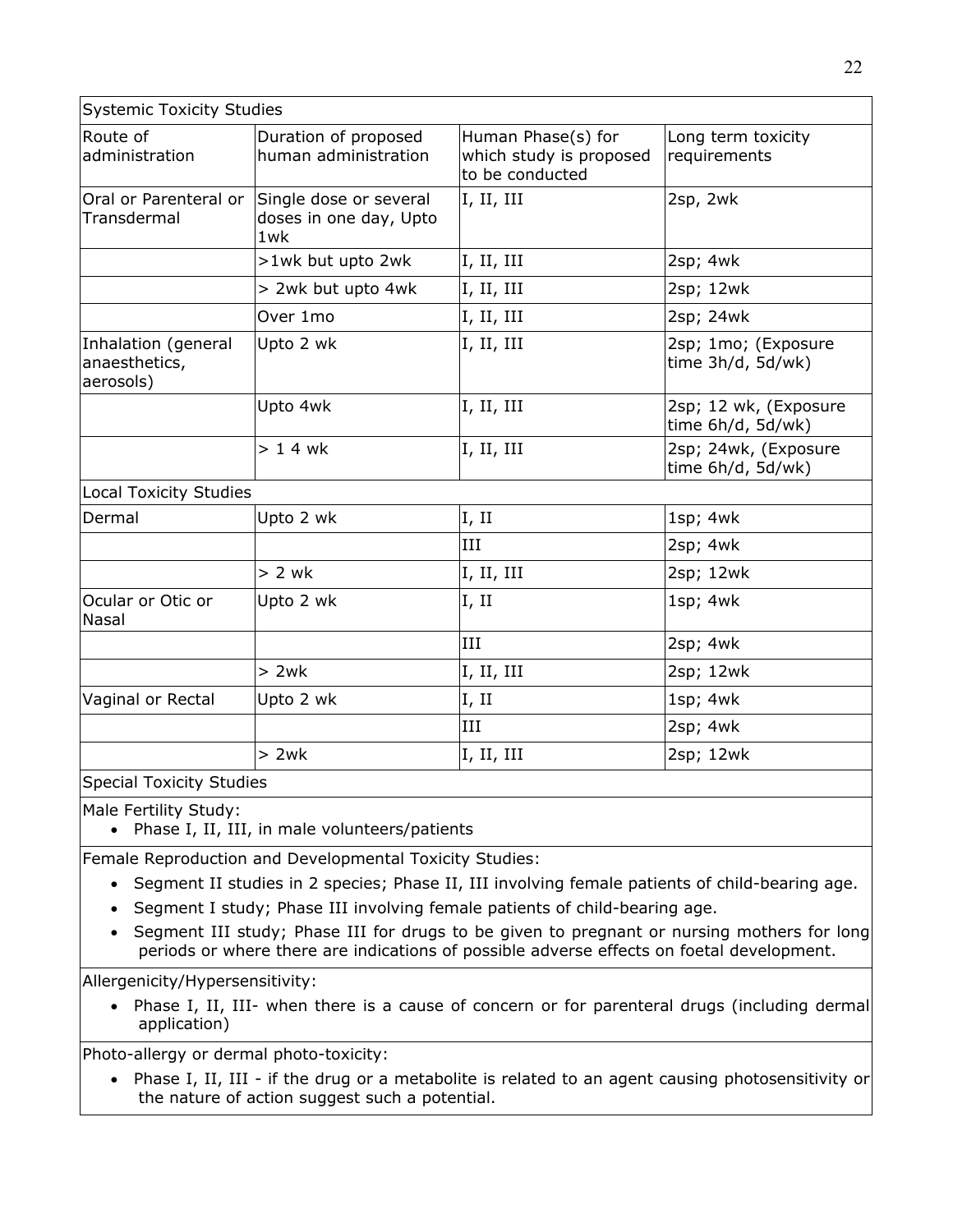| Systemic Toxicity Studies | | | |
|---|---|---|---|
| Route of administration | Duration of proposed human administration | Human Phase(s) for which study is proposed to be conducted | Long term toxicity requirements |
| Oral or Parenteral or Transdermal | Single dose or several doses in one day, Upto 1wk | I, II, III | 2sp, 2wk |
| | >1wk but upto 2wk | I, II, III | 2sp; 4wk |
| | > 2wk but upto 4wk | I, II, III | 2sp; 12wk |
| | Over 1mo | I, II, III | 2sp; 24wk |
| Inhalation (general anaesthetics, aerosols) | Upto 2 wk | I, II, III | 2sp; 1mo; (Exposure time 3h/d, 5d/wk) |
| | Upto 4wk | I, II, III | 2sp; 12 wk, (Exposure time 6h/d, 5d/wk) |
| | > 1 4 wk | I, II, III | 2sp; 24wk, (Exposure time 6h/d, 5d/wk) |
| **Local Toxicity Studies** | | | |
| Dermal | Upto 2 wk | I, II | 1sp; 4wk |
| | | III | 2sp; 4wk |
| | > 2 wk | I, II, III | 2sp; 12wk |
| Ocular or Otic or Nasal | Upto 2 wk | I, II | 1sp; 4wk |
| | | III | 2sp; 4wk |
| | > 2wk | I, II, III | 2sp; 12wk |
| Vaginal or Rectal | Upto 2 wk | I, II | 1sp; 4wk |
| | | III | 2sp; 4wk |
| | > 2wk | I, II, III | 2sp; 12wk |

**Special Toxicity Studies**

Male Fertility Study:

- Phase I, II, III, in male volunteers/patients

Female Reproduction and Developmental Toxicity Studies:

- Segment II studies in 2 species; Phase II, III involving female patients of child-bearing age.
- Segment I study; Phase III involving female patients of child-bearing age.
- Segment III study; Phase III for drugs to be given to pregnant or nursing mothers for long periods or where there are indications of possible adverse effects on foetal development.

Allergenicity/Hypersensitivity:

- Phase I, II, III- when there is a cause of concern or for parenteral drugs (including dermal application)

Photo-allergy or dermal photo-toxicity:

- Phase I, II, III - if the drug or a metabolite is related to an agent causing photosensitivity or the nature of action suggest such a potential.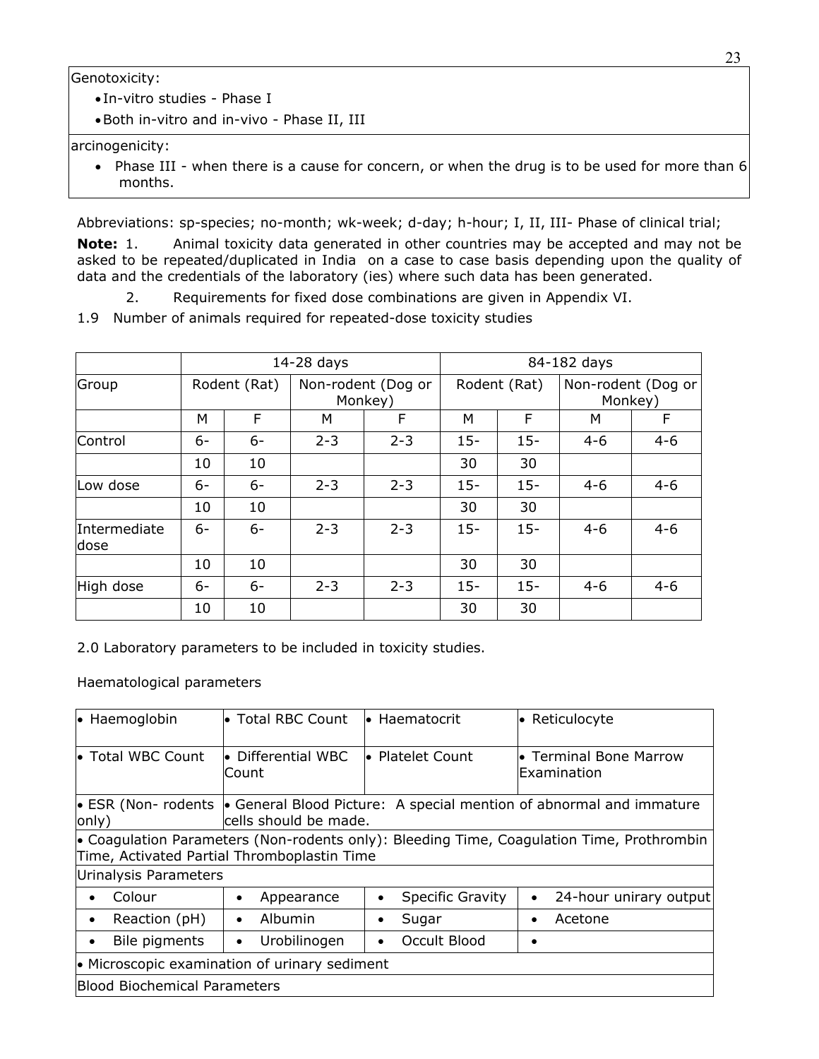| Genotoxicity: |
| --- |
| • In-vitro studies - Phase I<br>• Both in-vitro and in-vivo - Phase II, III |
| arcinogenicity: |
| • Phase III - when there is a cause for concern, or when the drug is to be used for more than 6 months. |

Abbreviations: sp-species; no-month; wk-week; d-day; h-hour; I, II, III- Phase of clinical trial;

**Note:** 1. Animal toxicity data generated in other countries may be accepted and may not be asked to be repeated/duplicated in India on a case to case basis depending upon the quality of data and the credentials of the laboratory (ies) where such data has been generated.

2. Requirements for fixed dose combinations are given in Appendix VI.

1.9 Number of animals required for repeated-dose toxicity studies

| | 14-28 days | | | | 84-182 days | | | |
| --- | --- | --- | --- | --- | --- | --- | --- | --- |
| Group | Rodent (Rat) | | Non-rodent (Dog or Monkey) | | Rodent (Rat) | | Non-rodent (Dog or Monkey) | |
| | M | F | M | F | M | F | M | F |
| Control | 6-10 | 6-10 | 2-3 | 2-3 | 15-30 | 15-30 | 4-6 | 4-6 |
| Low dose | 6-10 | 6-10 | 2-3 | 2-3 | 15-30 | 15-30 | 4-6 | 4-6 |
| Intermediate dose | 6-10 | 6-10 | 2-3 | 2-3 | 15-30 | 15-30 | 4-6 | 4-6 |
| High dose | 6-10 | 6-10 | 2-3 | 2-3 | 15-30 | 15-30 | 4-6 | 4-6 |

2.0 Laboratory parameters to be included in toxicity studies.

Haematological parameters

| • Haemoglobin | • Total RBC Count | • Haematocrit | • Reticulocyte |
| --- | --- | --- | --- |
| • Total WBC Count | • Differential WBC Count | • Platelet Count | • Terminal Bone Marrow Examination |
| • ESR (Non- rodents only) | • General Blood Picture: A special mention of abnormal and immature cells should be made. | | |
| • Coagulation Parameters (Non-rodents only): Bleeding Time, Coagulation Time, Prothrombin Time, Activated Partial Thromboplastin Time | | | |
| Urinalysis Parameters | | | |
| • Colour | • Appearance | • Specific Gravity | • 24-hour unirary output |
| • Reaction (pH) | • Albumin | • Sugar | • Acetone |
| • Bile pigments | • Urobilinogen | • Occult Blood | • |
| • Microscopic examination of urinary sediment | | | |
| Blood Biochemical Parameters | | | |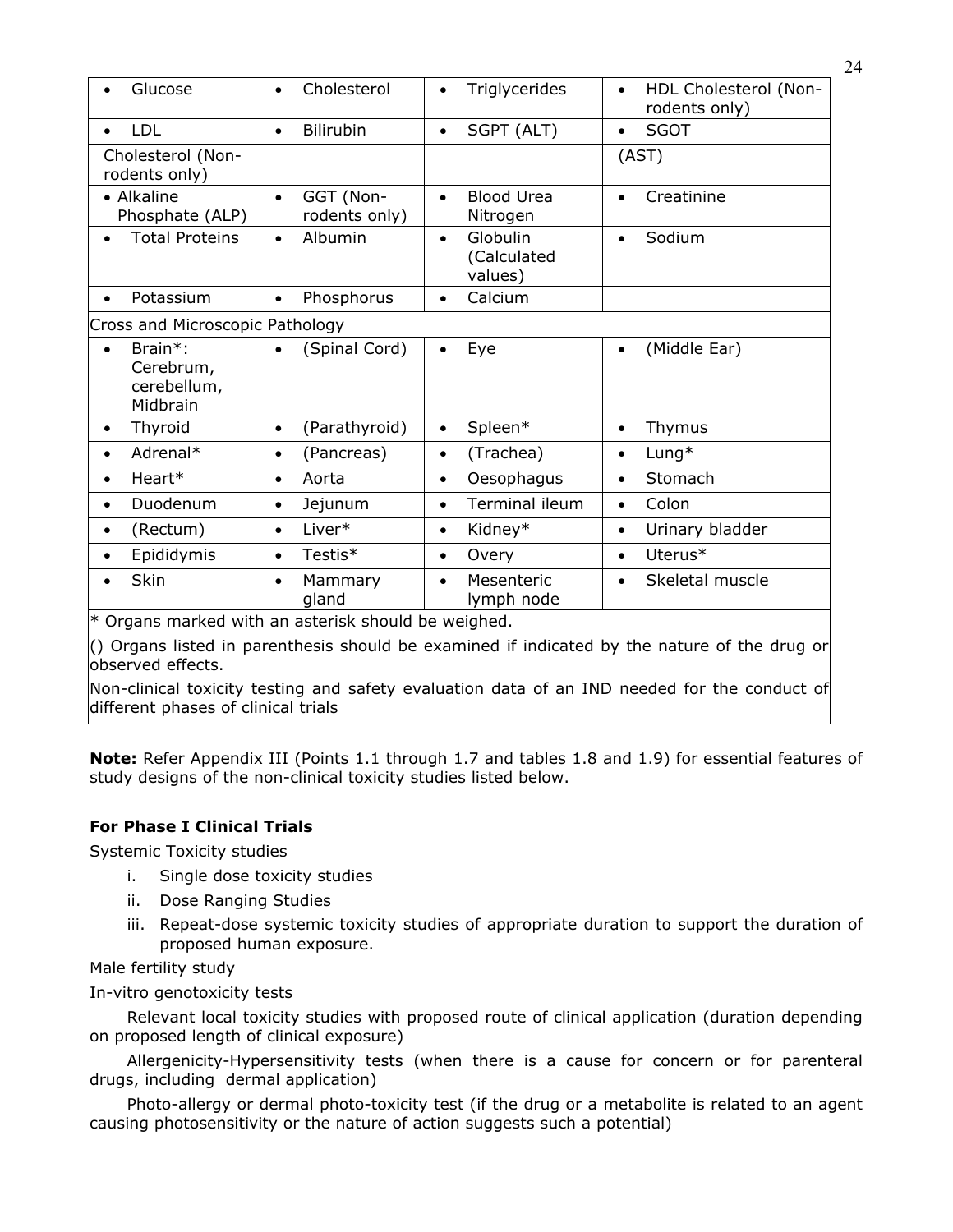| | | | |
|---|---|---|---|
| • Glucose | • Cholesterol | • Triglycerides | • HDL Cholesterol (Non-rodents only) |
| • LDL | • Bilirubin | • SGPT (ALT) | • SGOT |
| Cholesterol (Non-rodents only) | | | (AST) |
| • Alkaline Phosphate (ALP) | • GGT (Non-rodents only) | • Blood Urea Nitrogen | • Creatinine |
| • Total Proteins | • Albumin | • Globulin (Calculated values) | • Sodium |
| • Potassium | • Phosphorus | • Calcium | |
| Cross and Microscopic Pathology | | | |
| • Brain*: Cerebrum, cerebellum, Midbrain | • (Spinal Cord) | • Eye | • (Middle Ear) |
| • Thyroid | • (Parathyroid) | • Spleen* | • Thymus |
| • Adrenal* | • (Pancreas) | • (Trachea) | • Lung* |
| • Heart* | • Aorta | • Oesophagus | • Stomach |
| • Duodenum | • Jejunum | • Terminal ileum | • Colon |
| • (Rectum) | • Liver* | • Kidney* | • Urinary bladder |
| • Epididymis | • Testis* | • Overy | • Uterus* |
| • Skin | • Mammary gland | • Mesenteric lymph node | • Skeletal muscle |
| * Organs marked with an asterisk should be weighed. | | | |
| () Organs listed in parenthesis should be examined if indicated by the nature of the drug or observed effects. | | | |
| Non-clinical toxicity testing and safety evaluation data of an IND needed for the conduct of different phases of clinical trials | | | |

**Note:** Refer Appendix III (Points 1.1 through 1.7 and tables 1.8 and 1.9) for essential features of study designs of the non-clinical toxicity studies listed below.

**For Phase I Clinical Trials**

Systemic Toxicity studies

i. Single dose toxicity studies
ii. Dose Ranging Studies
iii. Repeat-dose systemic toxicity studies of appropriate duration to support the duration of proposed human exposure.

Male fertility study

In-vitro genotoxicity tests

Relevant local toxicity studies with proposed route of clinical application (duration depending on proposed length of clinical exposure)

Allergenicity-Hypersensitivity tests (when there is a cause for concern or for parenteral drugs, including dermal application)

Photo-allergy or dermal photo-toxicity test (if the drug or a metabolite is related to an agent causing photosensitivity or the nature of action suggests such a potential)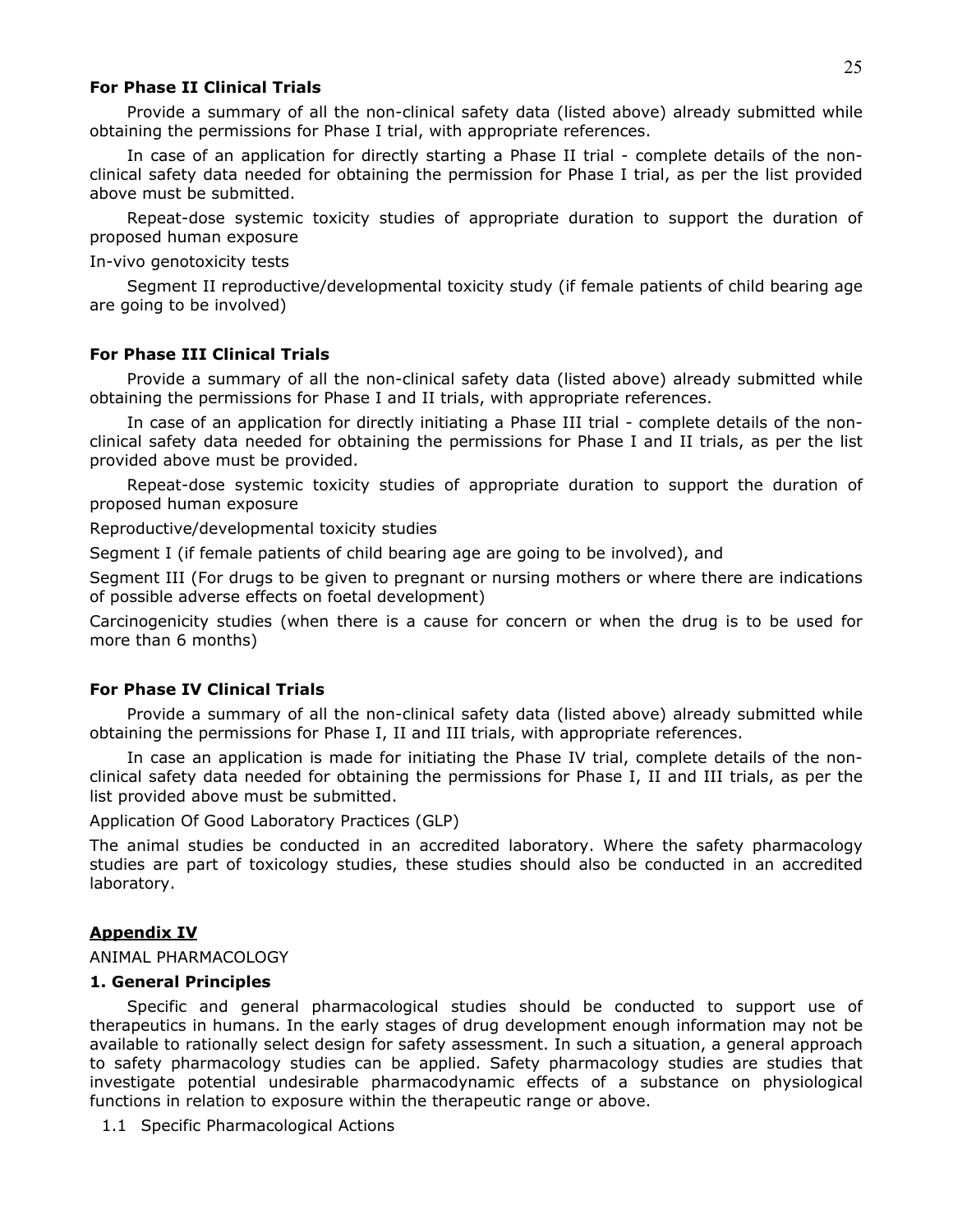**For Phase II Clinical Trials**

Provide a summary of all the non-clinical safety data (listed above) already submitted while obtaining the permissions for Phase I trial, with appropriate references.

In case of an application for directly starting a Phase II trial - complete details of the non-clinical safety data needed for obtaining the permission for Phase I trial, as per the list provided above must be submitted.

Repeat-dose systemic toxicity studies of appropriate duration to support the duration of proposed human exposure

In-vivo genotoxicity tests

Segment II reproductive/developmental toxicity study (if female patients of child bearing age are going to be involved)

**For Phase III Clinical Trials**

Provide a summary of all the non-clinical safety data (listed above) already submitted while obtaining the permissions for Phase I and II trials, with appropriate references.

In case of an application for directly initiating a Phase III trial - complete details of the non-clinical safety data needed for obtaining the permissions for Phase I and II trials, as per the list provided above must be provided.

Repeat-dose systemic toxicity studies of appropriate duration to support the duration of proposed human exposure

Reproductive/developmental toxicity studies

Segment I (if female patients of child bearing age are going to be involved), and

Segment III (For drugs to be given to pregnant or nursing mothers or where there are indications of possible adverse effects on foetal development)

Carcinogenicity studies (when there is a cause for concern or when the drug is to be used for more than 6 months)

**For Phase IV Clinical Trials**

Provide a summary of all the non-clinical safety data (listed above) already submitted while obtaining the permissions for Phase I, II and III trials, with appropriate references.

In case an application is made for initiating the Phase IV trial, complete details of the non-clinical safety data needed for obtaining the permissions for Phase I, II and III trials, as per the list provided above must be submitted.

Application Of Good Laboratory Practices (GLP)

The animal studies be conducted in an accredited laboratory. Where the safety pharmacology studies are part of toxicology studies, these studies should also be conducted in an accredited laboratory.

## Appendix IV

ANIMAL PHARMACOLOGY

### 1. General Principles

Specific and general pharmacological studies should be conducted to support use of therapeutics in humans. In the early stages of drug development enough information may not be available to rationally select design for safety assessment. In such a situation, a general approach to safety pharmacology studies can be applied. Safety pharmacology studies are studies that investigate potential undesirable pharmacodynamic effects of a substance on physiological functions in relation to exposure within the therapeutic range or above.

1.1 Specific Pharmacological Actions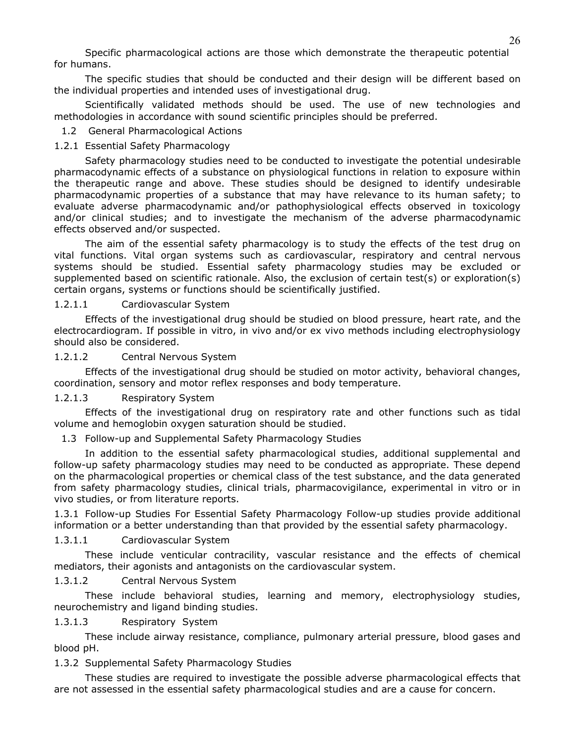Specific pharmacological actions are those which demonstrate the therapeutic potential for humans.

The specific studies that should be conducted and their design will be different based on the individual properties and intended uses of investigational drug.

Scientifically validated methods should be used. The use of new technologies and methodologies in accordance with sound scientific principles should be preferred.

### 1.2 General Pharmacological Actions

#### 1.2.1 Essential Safety Pharmacology

Safety pharmacology studies need to be conducted to investigate the potential undesirable pharmacodynamic effects of a substance on physiological functions in relation to exposure within the therapeutic range and above. These studies should be designed to identify undesirable pharmacodynamic properties of a substance that may have relevance to its human safety; to evaluate adverse pharmacodynamic and/or pathophysiological effects observed in toxicology and/or clinical studies; and to investigate the mechanism of the adverse pharmacodynamic effects observed and/or suspected.

The aim of the essential safety pharmacology is to study the effects of the test drug on vital functions. Vital organ systems such as cardiovascular, respiratory and central nervous systems should be studied. Essential safety pharmacology studies may be excluded or supplemented based on scientific rationale. Also, the exclusion of certain test(s) or exploration(s) certain organs, systems or functions should be scientifically justified.

##### 1.2.1.1 Cardiovascular System

Effects of the investigational drug should be studied on blood pressure, heart rate, and the electrocardiogram. If possible in vitro, in vivo and/or ex vivo methods including electrophysiology should also be considered.

##### 1.2.1.2 Central Nervous System

Effects of the investigational drug should be studied on motor activity, behavioral changes, coordination, sensory and motor reflex responses and body temperature.

##### 1.2.1.3 Respiratory System

Effects of the investigational drug on respiratory rate and other functions such as tidal volume and hemoglobin oxygen saturation should be studied.

### 1.3 Follow-up and Supplemental Safety Pharmacology Studies

In addition to the essential safety pharmacological studies, additional supplemental and follow-up safety pharmacology studies may need to be conducted as appropriate. These depend on the pharmacological properties or chemical class of the test substance, and the data generated from safety pharmacology studies, clinical trials, pharmacovigilance, experimental in vitro or in vivo studies, or from literature reports.

#### 1.3.1 Follow-up Studies For Essential Safety Pharmacology

Follow-up studies provide additional information or a better understanding than that provided by the essential safety pharmacology.

##### 1.3.1.1 Cardiovascular System

These include venticular contracility, vascular resistance and the effects of chemical mediators, their agonists and antagonists on the cardiovascular system.

##### 1.3.1.2 Central Nervous System

These include behavioral studies, learning and memory, electrophysiology studies, neurochemistry and ligand binding studies.

##### 1.3.1.3 Respiratory System

These include airway resistance, compliance, pulmonary arterial pressure, blood gases and blood pH.

#### 1.3.2 Supplemental Safety Pharmacology Studies

These studies are required to investigate the possible adverse pharmacological effects that are not assessed in the essential safety pharmacological studies and are a cause for concern.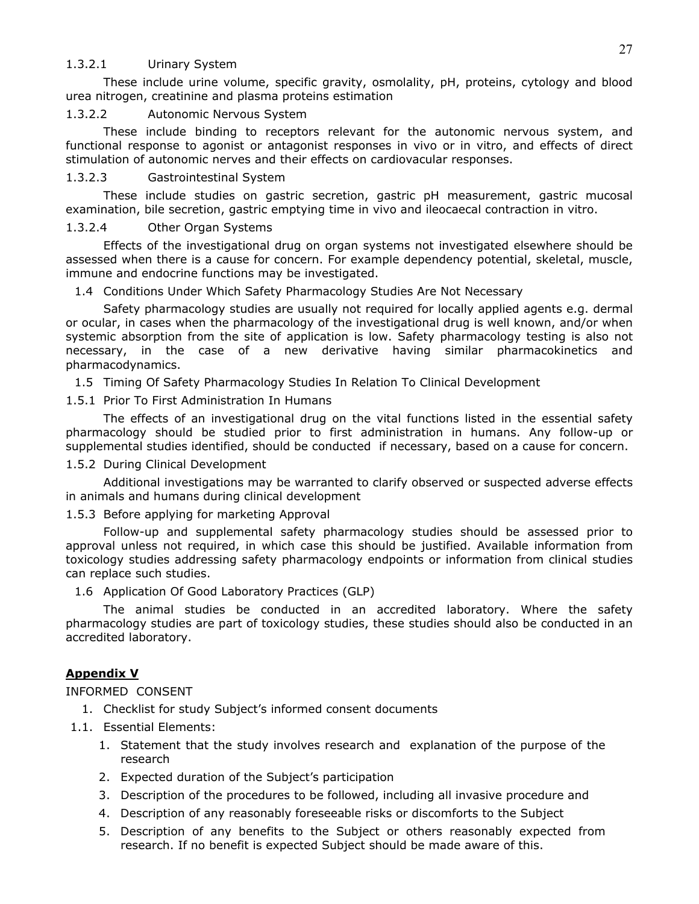#### 1.3.2.1 Urinary System

These include urine volume, specific gravity, osmolality, pH, proteins, cytology and blood urea nitrogen, creatinine and plasma proteins estimation

#### 1.3.2.2 Autonomic Nervous System

These include binding to receptors relevant for the autonomic nervous system, and functional response to agonist or antagonist responses in vivo or in vitro, and effects of direct stimulation of autonomic nerves and their effects on cardiovascular responses.

#### 1.3.2.3 Gastrointestinal System

These include studies on gastric secretion, gastric pH measurement, gastric mucosal examination, bile secretion, gastric emptying time in vivo and ileocaecal contraction in vitro.

#### 1.3.2.4 Other Organ Systems

Effects of the investigational drug on organ systems not investigated elsewhere should be assessed when there is a cause for concern. For example dependency potential, skeletal, muscle, immune and endocrine functions may be investigated.

### 1.4 Conditions Under Which Safety Pharmacology Studies Are Not Necessary

Safety pharmacology studies are usually not required for locally applied agents e.g. dermal or ocular, in cases when the pharmacology of the investigational drug is well known, and/or when systemic absorption from the site of application is low. Safety pharmacology testing is also not necessary, in the case of a new derivative having similar pharmacokinetics and pharmacodynamics.

### 1.5 Timing Of Safety Pharmacology Studies In Relation To Clinical Development

#### 1.5.1 Prior To First Administration In Humans

The effects of an investigational drug on the vital functions listed in the essential safety pharmacology should be studied prior to first administration in humans. Any follow-up or supplemental studies identified, should be conducted if necessary, based on a cause for concern.

#### 1.5.2 During Clinical Development

Additional investigations may be warranted to clarify observed or suspected adverse effects in animals and humans during clinical development

#### 1.5.3 Before applying for marketing Approval

Follow-up and supplemental safety pharmacology studies should be assessed prior to approval unless not required, in which case this should be justified. Available information from toxicology studies addressing safety pharmacology endpoints or information from clinical studies can replace such studies.

### 1.6 Application Of Good Laboratory Practices (GLP)

The animal studies be conducted in an accredited laboratory. Where the safety pharmacology studies are part of toxicology studies, these studies should also be conducted in an accredited laboratory.

## **Appendix V**

INFORMED CONSENT

1. Checklist for study Subject's informed consent documents

1.1. Essential Elements:

1. Statement that the study involves research and explanation of the purpose of the research
2. Expected duration of the Subject's participation
3. Description of the procedures to be followed, including all invasive procedure and
4. Description of any reasonably foreseeable risks or discomforts to the Subject
5. Description of any benefits to the Subject or others reasonably expected from research. If no benefit is expected Subject should be made aware of this.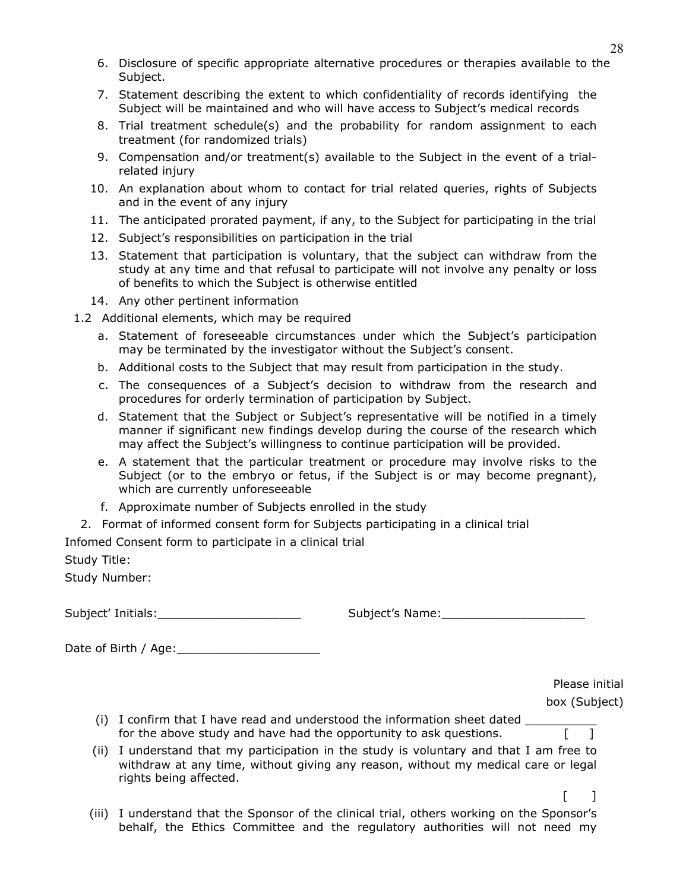6. Disclosure of specific appropriate alternative procedures or therapies available to the Subject.
7. Statement describing the extent to which confidentiality of records identifying the Subject will be maintained and who will have access to Subject's medical records
8. Trial treatment schedule(s) and the probability for random assignment to each treatment (for randomized trials)
9. Compensation and/or treatment(s) available to the Subject in the event of a trial-related injury
10. An explanation about whom to contact for trial related queries, rights of Subjects and in the event of any injury
11. The anticipated prorated payment, if any, to the Subject for participating in the trial
12. Subject's responsibilities on participation in the trial
13. Statement that participation is voluntary, that the subject can withdraw from the study at any time and that refusal to participate will not involve any penalty or loss of benefits to which the Subject is otherwise entitled
14. Any other pertinent information

1.2 Additional elements, which may be required

a. Statement of foreseeable circumstances under which the Subject's participation may be terminated by the investigator without the Subject's consent.
b. Additional costs to the Subject that may result from participation in the study.
c. The consequences of a Subject's decision to withdraw from the research and procedures for orderly termination of participation by Subject.
d. Statement that the Subject or Subject's representative will be notified in a timely manner if significant new findings develop during the course of the research which may affect the Subject's willingness to continue participation will be provided.
e. A statement that the particular treatment or procedure may involve risks to the Subject (or to the embryo or fetus, if the Subject is or may become pregnant), which are currently unforeseeable
f. Approximate number of Subjects enrolled in the study

2. Format of informed consent form for Subjects participating in a clinical trial

Infomed Consent form to participate in a clinical trial

Study Title:

Study Number:

Subject' Initials:____________________ Subject's Name:____________________

Date of Birth / Age:____________________

Please initial box (Subject)

(i) I confirm that I have read and understood the information sheet dated __________ for the above study and have had the opportunity to ask questions. [ ]

(ii) I understand that my participation in the study is voluntary and that I am free to withdraw at any time, without giving any reason, without my medical care or legal rights being affected. [ ]

(iii) I understand that the Sponsor of the clinical trial, others working on the Sponsor's behalf, the Ethics Committee and the regulatory authorities will not need my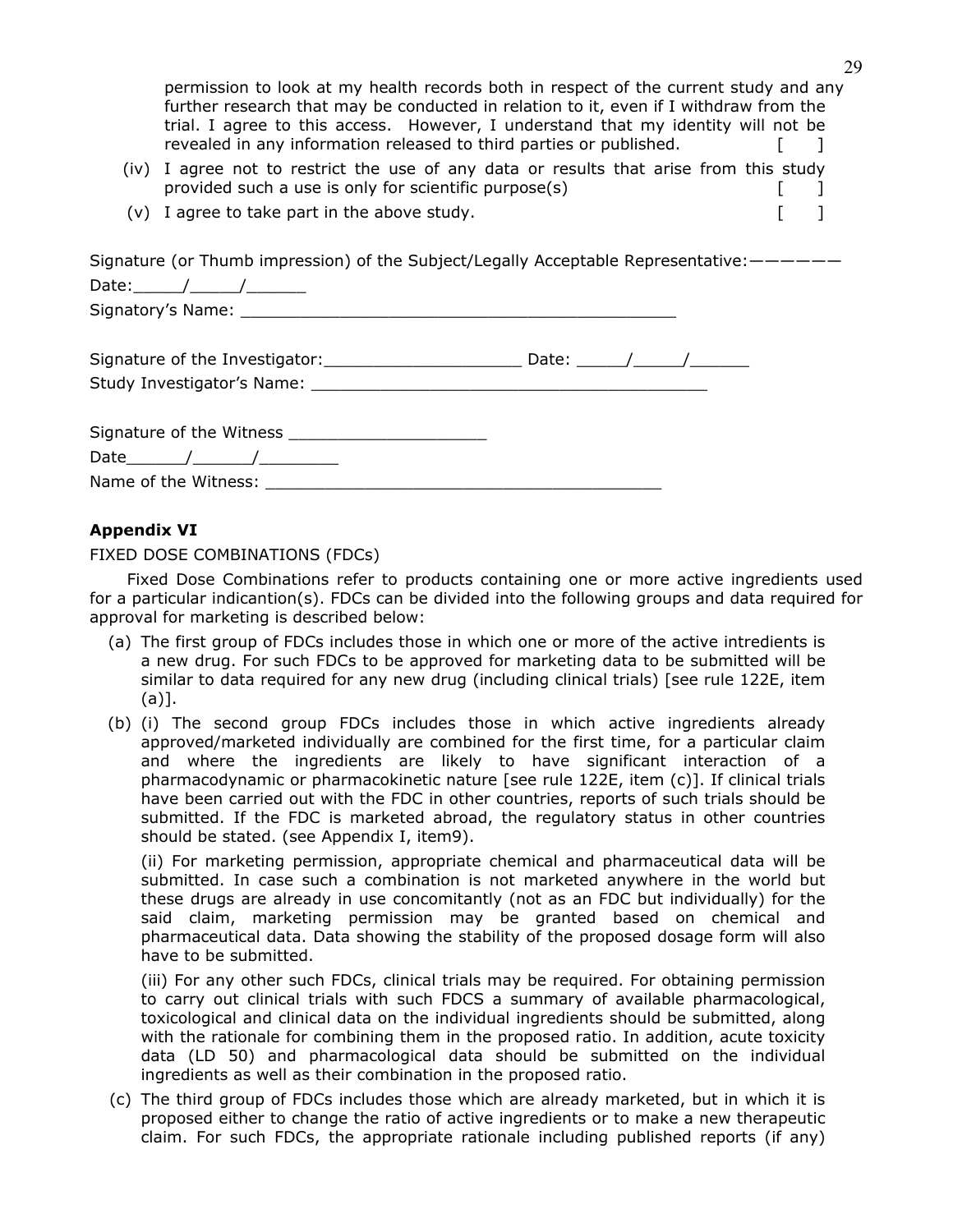permission to look at my health records both in respect of the current study and any further research that may be conducted in relation to it, even if I withdraw from the trial. I agree to this access. However, I understand that my identity will not be revealed in any information released to third parties or published. [ ]

(iv) I agree not to restrict the use of any data or results that arise from this study provided such a use is only for scientific purpose(s) [ ]

(v) I agree to take part in the above study. [ ]

Signature (or Thumb impression) of the Subject/Legally Acceptable Representative:——————

Date:_____/_____/______

Signatory's Name: ______________________________________________

Signature of the Investigator:____________________ Date: _____/_____/______

Study Investigator's Name: __________________________________________

Signature of the Witness ____________________

Date______/______/________

Name of the Witness: _________________________________________

**Appendix VI**

FIXED DOSE COMBINATIONS (FDCs)

Fixed Dose Combinations refer to products containing one or more active ingredients used for a particular indicantion(s). FDCs can be divided into the following groups and data required for approval for marketing is described below:

(a) The first group of FDCs includes those in which one or more of the active intredients is a new drug. For such FDCs to be approved for marketing data to be submitted will be similar to data required for any new drug (including clinical trials) [see rule 122E, item (a)].

(b) (i) The second group FDCs includes those in which active ingredients already approved/marketed individually are combined for the first time, for a particular claim and where the ingredients are likely to have significant interaction of a pharmacodynamic or pharmacokinetic nature [see rule 122E, item (c)]. If clinical trials have been carried out with the FDC in other countries, reports of such trials should be submitted. If the FDC is marketed abroad, the regulatory status in other countries should be stated. (see Appendix I, item9).

(ii) For marketing permission, appropriate chemical and pharmaceutical data will be submitted. In case such a combination is not marketed anywhere in the world but these drugs are already in use concomitantly (not as an FDC but individually) for the said claim, marketing permission may be granted based on chemical and pharmaceutical data. Data showing the stability of the proposed dosage form will also have to be submitted.

(iii) For any other such FDCs, clinical trials may be required. For obtaining permission to carry out clinical trials with such FDCS a summary of available pharmacological, toxicological and clinical data on the individual ingredients should be submitted, along with the rationale for combining them in the proposed ratio. In addition, acute toxicity data (LD 50) and pharmacological data should be submitted on the individual ingredients as well as their combination in the proposed ratio.

(c) The third group of FDCs includes those which are already marketed, but in which it is proposed either to change the ratio of active ingredients or to make a new therapeutic claim. For such FDCs, the appropriate rationale including published reports (if any)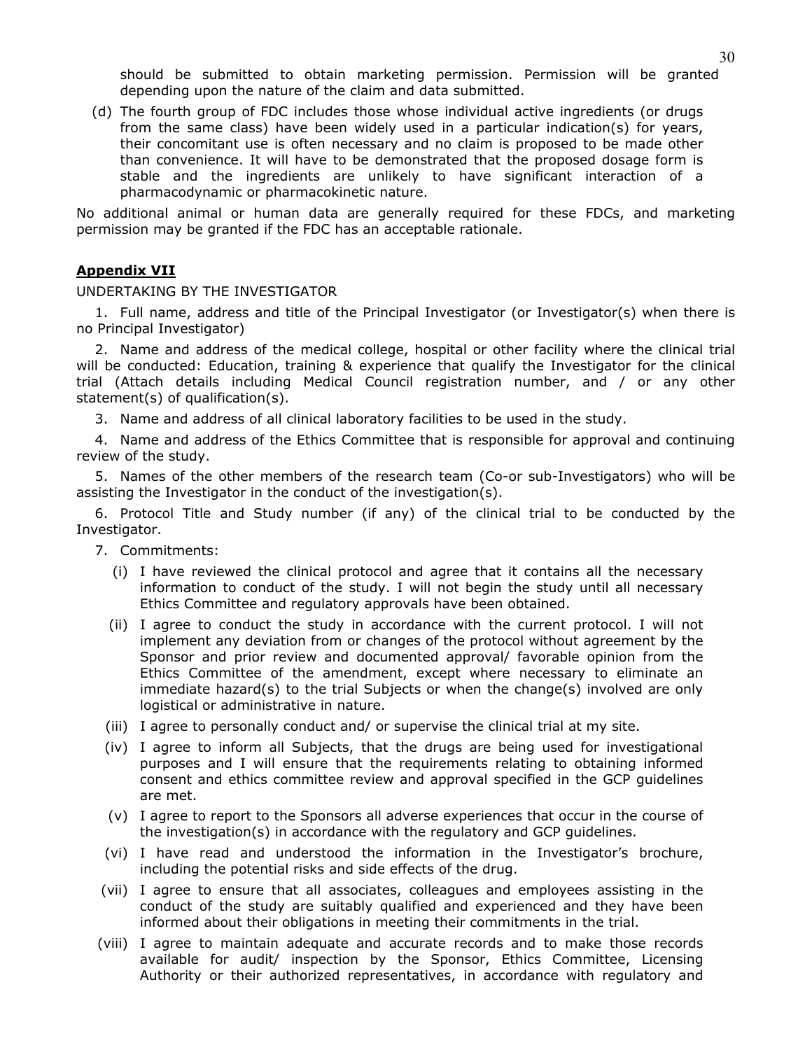should be submitted to obtain marketing permission. Permission will be granted depending upon the nature of the claim and data submitted.

(d) The fourth group of FDC includes those whose individual active ingredients (or drugs from the same class) have been widely used in a particular indication(s) for years, their concomitant use is often necessary and no claim is proposed to be made other than convenience. It will have to be demonstrated that the proposed dosage form is stable and the ingredients are unlikely to have significant interaction of a pharmacodynamic or pharmacokinetic nature.

No additional animal or human data are generally required for these FDCs, and marketing permission may be granted if the FDC has an acceptable rationale.

## Appendix VII

UNDERTAKING BY THE INVESTIGATOR

1. Full name, address and title of the Principal Investigator (or Investigator(s) when there is no Principal Investigator)

2. Name and address of the medical college, hospital or other facility where the clinical trial will be conducted: Education, training & experience that qualify the Investigator for the clinical trial (Attach details including Medical Council registration number, and / or any other statement(s) of qualification(s).

3. Name and address of all clinical laboratory facilities to be used in the study.

4. Name and address of the Ethics Committee that is responsible for approval and continuing review of the study.

5. Names of the other members of the research team (Co-or sub-Investigators) who will be assisting the Investigator in the conduct of the investigation(s).

6. Protocol Title and Study number (if any) of the clinical trial to be conducted by the Investigator.

7. Commitments:

   (i) I have reviewed the clinical protocol and agree that it contains all the necessary information to conduct of the study. I will not begin the study until all necessary Ethics Committee and regulatory approvals have been obtained.

   (ii) I agree to conduct the study in accordance with the current protocol. I will not implement any deviation from or changes of the protocol without agreement by the Sponsor and prior review and documented approval/ favorable opinion from the Ethics Committee of the amendment, except where necessary to eliminate an immediate hazard(s) to the trial Subjects or when the change(s) involved are only logistical or administrative in nature.

   (iii) I agree to personally conduct and/ or supervise the clinical trial at my site.

   (iv) I agree to inform all Subjects, that the drugs are being used for investigational purposes and I will ensure that the requirements relating to obtaining informed consent and ethics committee review and approval specified in the GCP guidelines are met.

   (v) I agree to report to the Sponsors all adverse experiences that occur in the course of the investigation(s) in accordance with the regulatory and GCP guidelines.

   (vi) I have read and understood the information in the Investigator's brochure, including the potential risks and side effects of the drug.

   (vii) I agree to ensure that all associates, colleagues and employees assisting in the conduct of the study are suitably qualified and experienced and they have been informed about their obligations in meeting their commitments in the trial.

   (viii) I agree to maintain adequate and accurate records and to make those records available for audit/ inspection by the Sponsor, Ethics Committee, Licensing Authority or their authorized representatives, in accordance with regulatory and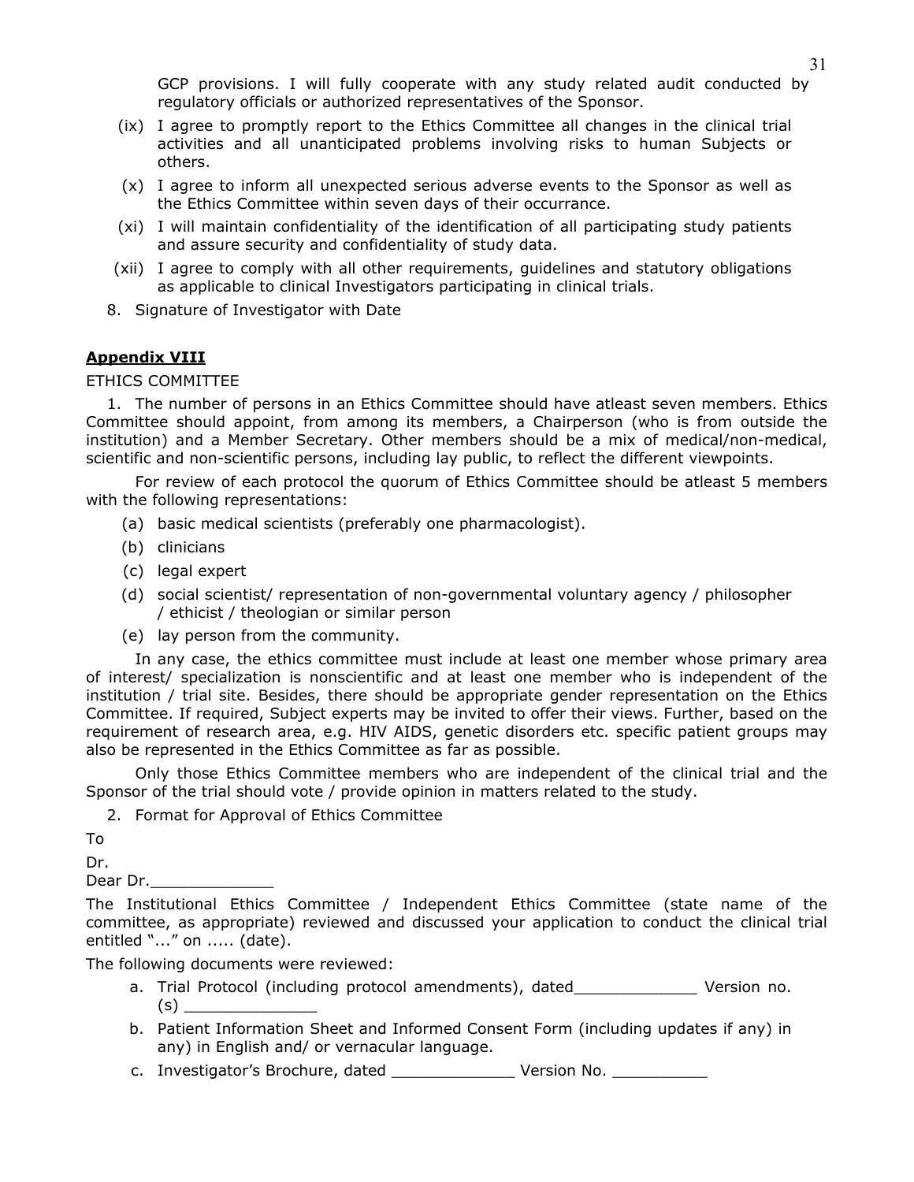GCP provisions. I will fully cooperate with any study related audit conducted by regulatory officials or authorized representatives of the Sponsor.

(ix) I agree to promptly report to the Ethics Committee all changes in the clinical trial activities and all unanticipated problems involving risks to human Subjects or others.

(x) I agree to inform all unexpected serious adverse events to the Sponsor as well as the Ethics Committee within seven days of their occurrance.

(xi) I will maintain confidentiality of the identification of all participating study patients and assure security and confidentiality of study data.

(xii) I agree to comply with all other requirements, guidelines and statutory obligations as applicable to clinical Investigators participating in clinical trials.

8. Signature of Investigator with Date

## <u>**Appendix VIII**</u>

ETHICS COMMITTEE

1. The number of persons in an Ethics Committee should have atleast seven members. Ethics Committee should appoint, from among its members, a Chairperson (who is from outside the institution) and a Member Secretary. Other members should be a mix of medical/non-medical, scientific and non-scientific persons, including lay public, to reflect the different viewpoints.

For review of each protocol the quorum of Ethics Committee should be atleast 5 members with the following representations:

(a) basic medical scientists (preferably one pharmacologist).

(b) clinicians

(c) legal expert

(d) social scientist/ representation of non-governmental voluntary agency / philosopher / ethicist / theologian or similar person

(e) lay person from the community.

In any case, the ethics committee must include at least one member whose primary area of interest/ specialization is nonscientific and at least one member who is independent of the institution / trial site. Besides, there should be appropriate gender representation on the Ethics Committee. If required, Subject experts may be invited to offer their views. Further, based on the requirement of research area, e.g. HIV AIDS, genetic disorders etc. specific patient groups may also be represented in the Ethics Committee as far as possible.

Only those Ethics Committee members who are independent of the clinical trial and the Sponsor of the trial should vote / provide opinion in matters related to the study.

2. Format for Approval of Ethics Committee

To

Dr.

Dear Dr.\_\_\_\_\_\_\_\_\_\_\_\_\_

The Institutional Ethics Committee / Independent Ethics Committee (state name of the committee, as appropriate) reviewed and discussed your application to conduct the clinical trial entitled "..." on ..... (date).

The following documents were reviewed:

a. Trial Protocol (including protocol amendments), dated\_\_\_\_\_\_\_\_\_\_\_\_\_ Version no.(s) \_\_\_\_\_\_\_\_\_\_\_\_\_\_

b. Patient Information Sheet and Informed Consent Form (including updates if any) in any) in English and/ or vernacular language.

c. Investigator's Brochure, dated \_\_\_\_\_\_\_\_\_\_\_\_\_ Version No. \_\_\_\_\_\_\_\_\_\_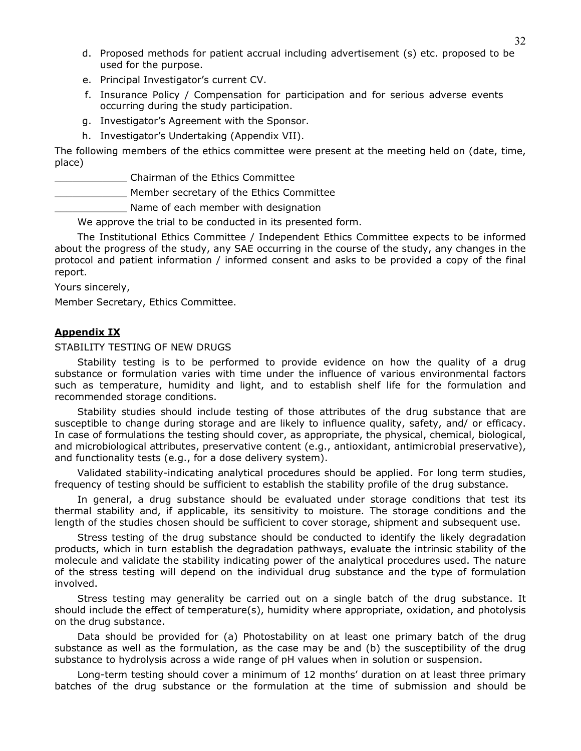d. Proposed methods for patient accrual including advertisement (s) etc. proposed to be used for the purpose.
e. Principal Investigator's current CV.
f. Insurance Policy / Compensation for participation and for serious adverse events occurring during the study participation.
g. Investigator's Agreement with the Sponsor.
h. Investigator's Undertaking (Appendix VII).

The following members of the ethics committee were present at the meeting held on (date, time, place)

____________ Chairman of the Ethics Committee

____________ Member secretary of the Ethics Committee

____________ Name of each member with designation

We approve the trial to be conducted in its presented form.

The Institutional Ethics Committee / Independent Ethics Committee expects to be informed about the progress of the study, any SAE occurring in the course of the study, any changes in the protocol and patient information / informed consent and asks to be provided a copy of the final report.

Yours sincerely,

Member Secretary, Ethics Committee.

## Appendix IX

STABILITY TESTING OF NEW DRUGS

Stability testing is to be performed to provide evidence on how the quality of a drug substance or formulation varies with time under the influence of various environmental factors such as temperature, humidity and light, and to establish shelf life for the formulation and recommended storage conditions.

Stability studies should include testing of those attributes of the drug substance that are susceptible to change during storage and are likely to influence quality, safety, and/ or efficacy. In case of formulations the testing should cover, as appropriate, the physical, chemical, biological, and microbiological attributes, preservative content (e.g., antioxidant, antimicrobial preservative), and functionality tests (e.g., for a dose delivery system).

Validated stability-indicating analytical procedures should be applied. For long term studies, frequency of testing should be sufficient to establish the stability profile of the drug substance.

In general, a drug substance should be evaluated under storage conditions that test its thermal stability and, if applicable, its sensitivity to moisture. The storage conditions and the length of the studies chosen should be sufficient to cover storage, shipment and subsequent use.

Stress testing of the drug substance should be conducted to identify the likely degradation products, which in turn establish the degradation pathways, evaluate the intrinsic stability of the molecule and validate the stability indicating power of the analytical procedures used. The nature of the stress testing will depend on the individual drug substance and the type of formulation involved.

Stress testing may generality be carried out on a single batch of the drug substance. It should include the effect of temperature(s), humidity where appropriate, oxidation, and photolysis on the drug substance.

Data should be provided for (a) Photostability on at least one primary batch of the drug substance as well as the formulation, as the case may be and (b) the susceptibility of the drug substance to hydrolysis across a wide range of pH values when in solution or suspension.

Long-term testing should cover a minimum of 12 months' duration on at least three primary batches of the drug substance or the formulation at the time of submission and should be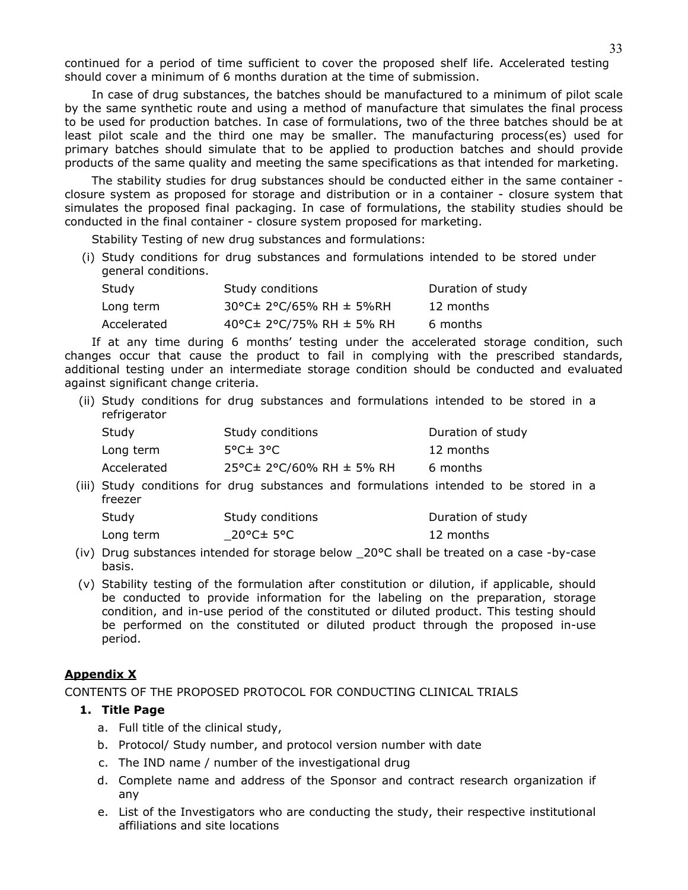continued for a period of time sufficient to cover the proposed shelf life. Accelerated testing should cover a minimum of 6 months duration at the time of submission.

In case of drug substances, the batches should be manufactured to a minimum of pilot scale by the same synthetic route and using a method of manufacture that simulates the final process to be used for production batches. In case of formulations, two of the three batches should be at least pilot scale and the third one may be smaller. The manufacturing process(es) used for primary batches should simulate that to be applied to production batches and should provide products of the same quality and meeting the same specifications as that intended for marketing.

The stability studies for drug substances should be conducted either in the same container - closure system as proposed for storage and distribution or in a container - closure system that simulates the proposed final packaging. In case of formulations, the stability studies should be conducted in the final container - closure system proposed for marketing.

Stability Testing of new drug substances and formulations:

(i) Study conditions for drug substances and formulations intended to be stored under general conditions.

| Study | Study conditions | Duration of study |
|---|---|---|
| Long term | 30°C± 2°C/65% RH ± 5%RH | 12 months |
| Accelerated | 40°C± 2°C/75% RH ± 5% RH | 6 months |

If at any time during 6 months' testing under the accelerated storage condition, such changes occur that cause the product to fail in complying with the prescribed standards, additional testing under an intermediate storage condition should be conducted and evaluated against significant change criteria.

(ii) Study conditions for drug substances and formulations intended to be stored in a refrigerator

| Study | Study conditions | Duration of study |
|---|---|---|
| Long term | 5°C± 3°C | 12 months |
| Accelerated | 25°C± 2°C/60% RH ± 5% RH | 6 months |

(iii) Study conditions for drug substances and formulations intended to be stored in a freezer

| Study | Study conditions | Duration of study |
|---|---|---|
| Long term | _20°C± 5°C | 12 months |

(iv) Drug substances intended for storage below _20°C shall be treated on a case -by-case basis.

(v) Stability testing of the formulation after constitution or dilution, if applicable, should be conducted to provide information for the labeling on the preparation, storage condition, and in-use period of the constituted or diluted product. This testing should be performed on the constituted or diluted product through the proposed in-use period.

## Appendix X

CONTENTS OF THE PROPOSED PROTOCOL FOR CONDUCTING CLINICAL TRIALS

1. **Title Page**
   a. Full title of the clinical study,
   b. Protocol/ Study number, and protocol version number with date
   c. The IND name / number of the investigational drug
   d. Complete name and address of the Sponsor and contract research organization if any
   e. List of the Investigators who are conducting the study, their respective institutional affiliations and site locations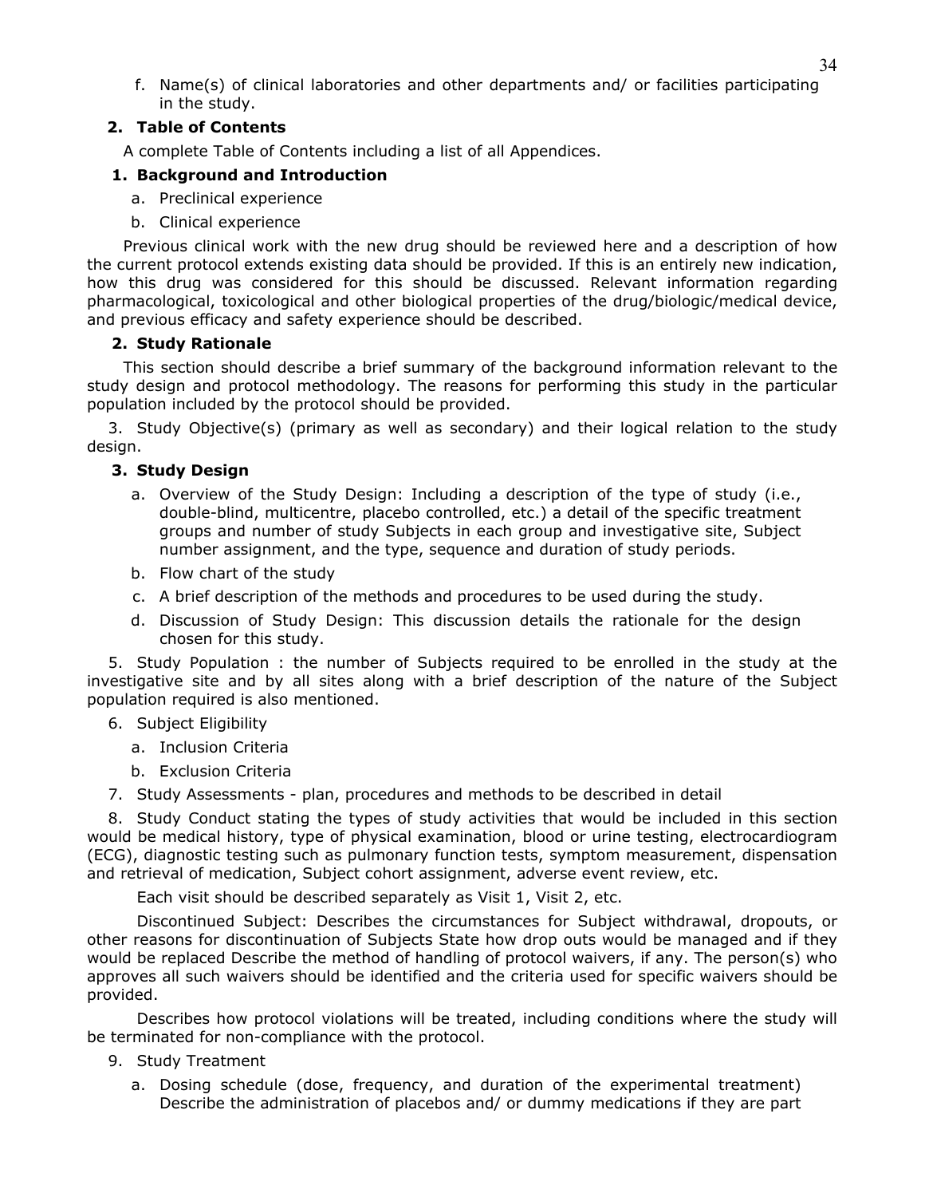f. Name(s) of clinical laboratories and other departments and/ or facilities participating in the study.

**2. Table of Contents**

A complete Table of Contents including a list of all Appendices.

**1. Background and Introduction**

a. Preclinical experience

b. Clinical experience

Previous clinical work with the new drug should be reviewed here and a description of how the current protocol extends existing data should be provided. If this is an entirely new indication, how this drug was considered for this should be discussed. Relevant information regarding pharmacological, toxicological and other biological properties of the drug/biologic/medical device, and previous efficacy and safety experience should be described.

**2. Study Rationale**

This section should describe a brief summary of the background information relevant to the study design and protocol methodology. The reasons for performing this study in the particular population included by the protocol should be provided.

3. Study Objective(s) (primary as well as secondary) and their logical relation to the study design.

**3. Study Design**

a. Overview of the Study Design: Including a description of the type of study (i.e., double-blind, multicentre, placebo controlled, etc.) a detail of the specific treatment groups and number of study Subjects in each group and investigative site, Subject number assignment, and the type, sequence and duration of study periods.

b. Flow chart of the study

c. A brief description of the methods and procedures to be used during the study.

d. Discussion of Study Design: This discussion details the rationale for the design chosen for this study.

5. Study Population : the number of Subjects required to be enrolled in the study at the investigative site and by all sites along with a brief description of the nature of the Subject population required is also mentioned.

6. Subject Eligibility

   a. Inclusion Criteria

   b. Exclusion Criteria

7. Study Assessments - plan, procedures and methods to be described in detail

8. Study Conduct stating the types of study activities that would be included in this section would be medical history, type of physical examination, blood or urine testing, electrocardiogram (ECG), diagnostic testing such as pulmonary function tests, symptom measurement, dispensation and retrieval of medication, Subject cohort assignment, adverse event review, etc.

Each visit should be described separately as Visit 1, Visit 2, etc.

Discontinued Subject: Describes the circumstances for Subject withdrawal, dropouts, or other reasons for discontinuation of Subjects State how drop outs would be managed and if they would be replaced Describe the method of handling of protocol waivers, if any. The person(s) who approves all such waivers should be identified and the criteria used for specific waivers should be provided.

Describes how protocol violations will be treated, including conditions where the study will be terminated for non-compliance with the protocol.

9. Study Treatment

   a. Dosing schedule (dose, frequency, and duration of the experimental treatment) Describe the administration of placebos and/ or dummy medications if they are part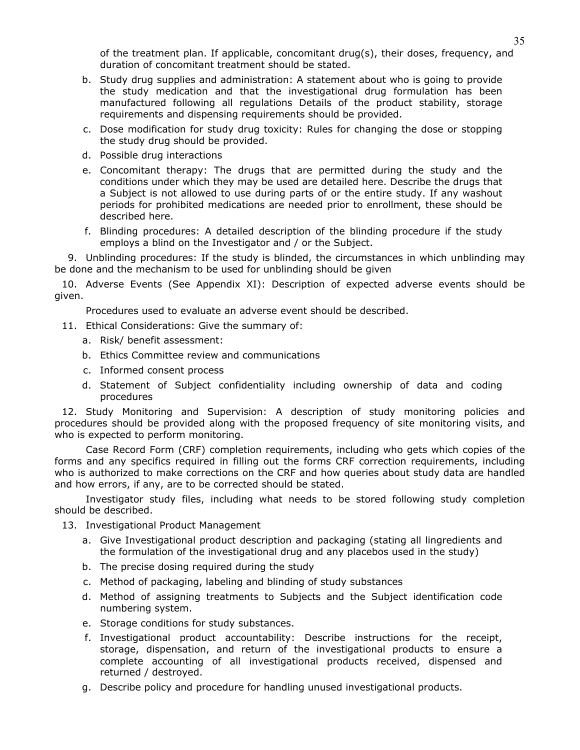of the treatment plan. If applicable, concomitant drug(s), their doses, frequency, and duration of concomitant treatment should be stated.

b. Study drug supplies and administration: A statement about who is going to provide the study medication and that the investigational drug formulation has been manufactured following all regulations Details of the product stability, storage requirements and dispensing requirements should be provided.

c. Dose modification for study drug toxicity: Rules for changing the dose or stopping the study drug should be provided.

d. Possible drug interactions

e. Concomitant therapy: The drugs that are permitted during the study and the conditions under which they may be used are detailed here. Describe the drugs that a Subject is not allowed to use during parts of or the entire study. If any washout periods for prohibited medications are needed prior to enrollment, these should be described here.

f. Blinding procedures: A detailed description of the blinding procedure if the study employs a blind on the Investigator and / or the Subject.

9. Unblinding procedures: If the study is blinded, the circumstances in which unblinding may be done and the mechanism to be used for unblinding should be given

10. Adverse Events (See Appendix XI): Description of expected adverse events should be given.

Procedures used to evaluate an adverse event should be described.

11. Ethical Considerations: Give the summary of:

a. Risk/ benefit assessment:

b. Ethics Committee review and communications

c. Informed consent process

d. Statement of Subject confidentiality including ownership of data and coding procedures

12. Study Monitoring and Supervision: A description of study monitoring policies and procedures should be provided along with the proposed frequency of site monitoring visits, and who is expected to perform monitoring.

Case Record Form (CRF) completion requirements, including who gets which copies of the forms and any specifics required in filling out the forms CRF correction requirements, including who is authorized to make corrections on the CRF and how queries about study data are handled and how errors, if any, are to be corrected should be stated.

Investigator study files, including what needs to be stored following study completion should be described.

13. Investigational Product Management

a. Give Investigational product description and packaging (stating all lingredients and the formulation of the investigational drug and any placebos used in the study)

b. The precise dosing required during the study

c. Method of packaging, labeling and blinding of study substances

d. Method of assigning treatments to Subjects and the Subject identification code numbering system.

e. Storage conditions for study substances.

f. Investigational product accountability: Describe instructions for the receipt, storage, dispensation, and return of the investigational products to ensure a complete accounting of all investigational products received, dispensed and returned / destroyed.

g. Describe policy and procedure for handling unused investigational products.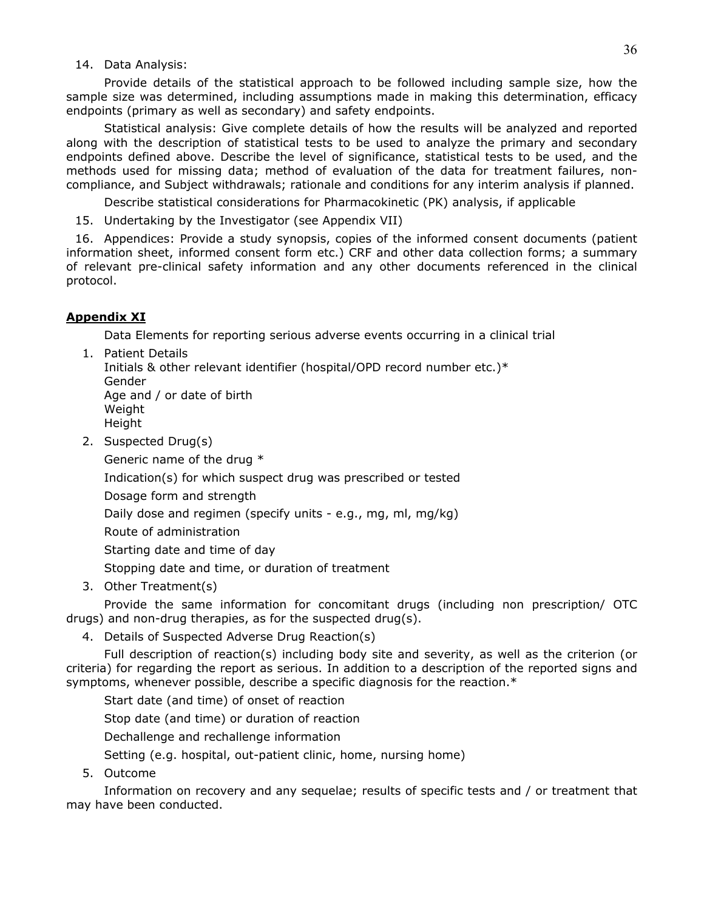14. Data Analysis:

Provide details of the statistical approach to be followed including sample size, how the sample size was determined, including assumptions made in making this determination, efficacy endpoints (primary as well as secondary) and safety endpoints.

Statistical analysis: Give complete details of how the results will be analyzed and reported along with the description of statistical tests to be used to analyze the primary and secondary endpoints defined above. Describe the level of significance, statistical tests to be used, and the methods used for missing data; method of evaluation of the data for treatment failures, non-compliance, and Subject withdrawals; rationale and conditions for any interim analysis if planned.

Describe statistical considerations for Pharmacokinetic (PK) analysis, if applicable

15. Undertaking by the Investigator (see Appendix VII)

16. Appendices: Provide a study synopsis, copies of the informed consent documents (patient information sheet, informed consent form etc.) CRF and other data collection forms; a summary of relevant pre-clinical safety information and any other documents referenced in the clinical protocol.

## **Appendix XI**

Data Elements for reporting serious adverse events occurring in a clinical trial

1. Patient Details
   Initials & other relevant identifier (hospital/OPD record number etc.)*
   Gender
   Age and / or date of birth
   Weight
   Height

2. Suspected Drug(s)

   Generic name of the drug *

   Indication(s) for which suspect drug was prescribed or tested

   Dosage form and strength

   Daily dose and regimen (specify units - e.g., mg, ml, mg/kg)

   Route of administration

   Starting date and time of day

   Stopping date and time, or duration of treatment

3. Other Treatment(s)

   Provide the same information for concomitant drugs (including non prescription/ OTC drugs) and non-drug therapies, as for the suspected drug(s).

4. Details of Suspected Adverse Drug Reaction(s)

   Full description of reaction(s) including body site and severity, as well as the criterion (or criteria) for regarding the report as serious. In addition to a description of the reported signs and symptoms, whenever possible, describe a specific diagnosis for the reaction.*

   Start date (and time) of onset of reaction

   Stop date (and time) or duration of reaction

   Dechallenge and rechallenge information

   Setting (e.g. hospital, out-patient clinic, home, nursing home)

5. Outcome

   Information on recovery and any sequelae; results of specific tests and / or treatment that may have been conducted.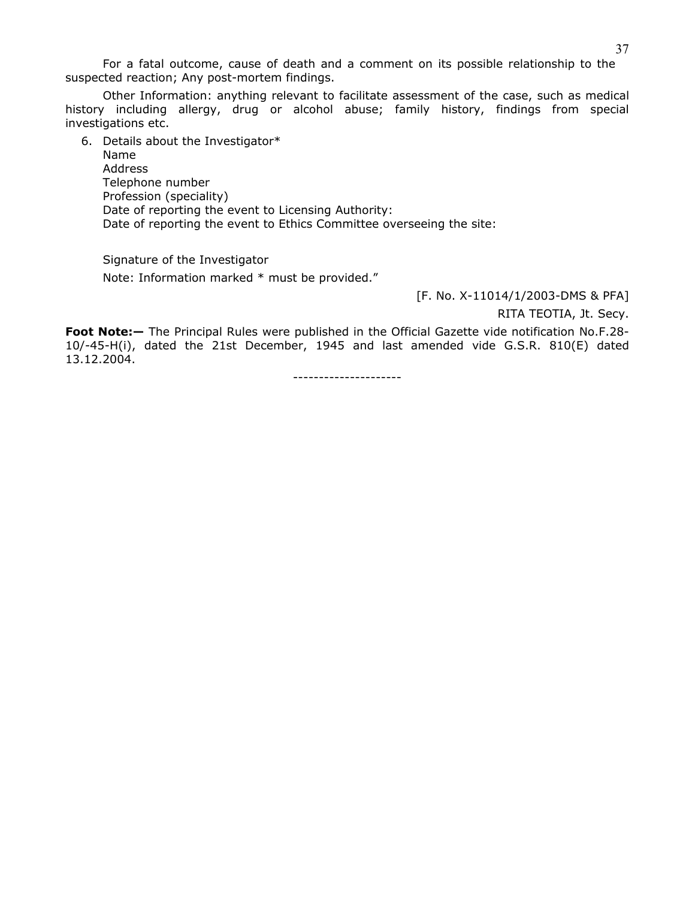For a fatal outcome, cause of death and a comment on its possible relationship to the suspected reaction; Any post-mortem findings.

Other Information: anything relevant to facilitate assessment of the case, such as medical history including allergy, drug or alcohol abuse; family history, findings from special investigations etc.

6. Details about the Investigator*
   Name
   Address
   Telephone number
   Profession (speciality)
   Date of reporting the event to Licensing Authority:
   Date of reporting the event to Ethics Committee overseeing the site:

   Signature of the Investigator

   Note: Information marked * must be provided."

[F. No. X-11014/1/2003-DMS & PFA]

RITA TEOTIA, Jt. Secy.

**Foot Note:—** The Principal Rules were published in the Official Gazette vide notification No.F.28-10/-45-H(i), dated the 21st December, 1945 and last amended vide G.S.R. 810(E) dated 13.12.2004.

---------------------